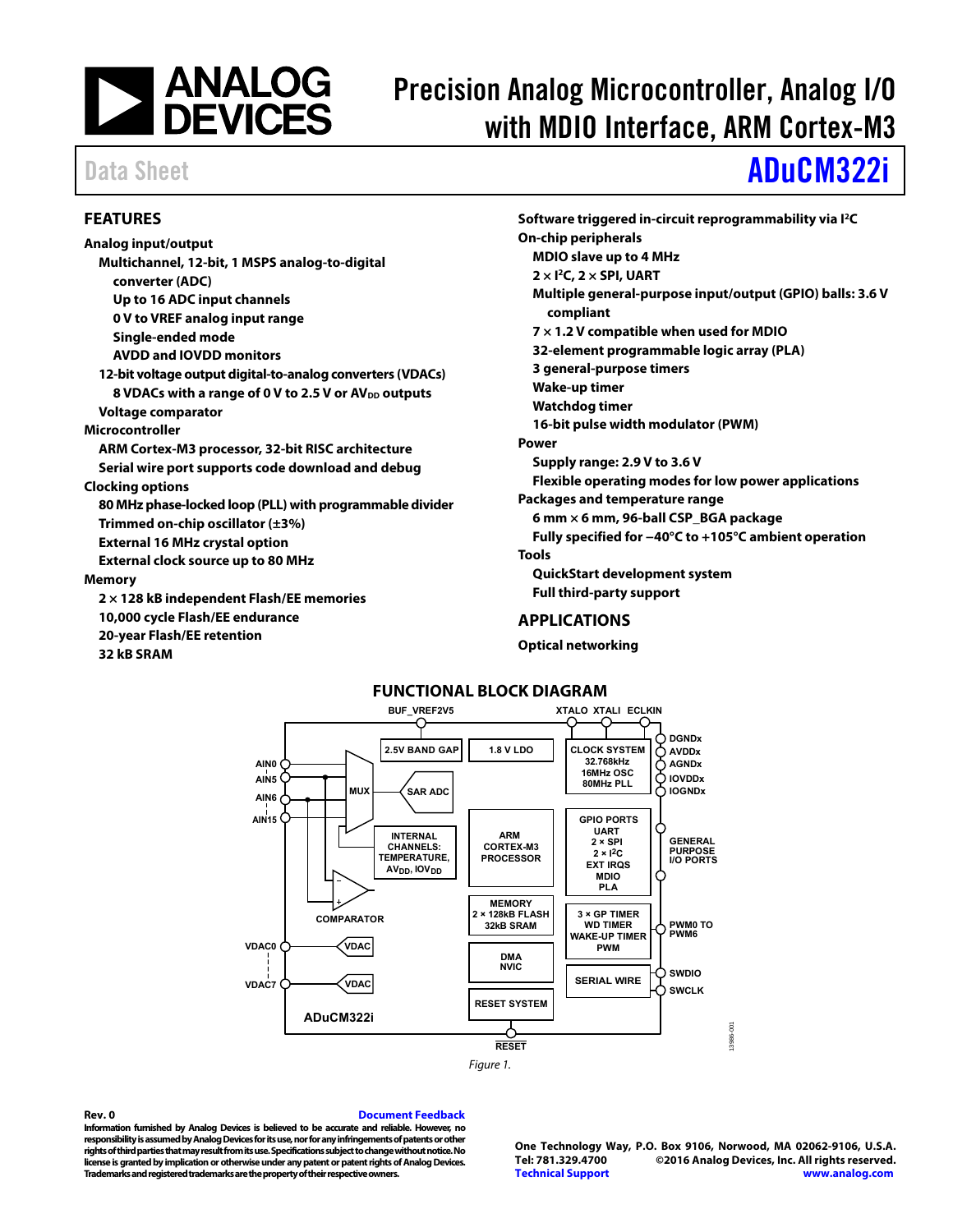# Precision Analog Microcontroller, Analog I/O with MDIO Interface, ARM Cortex-M3

Data Sheet **ADuCM322i**

## FEATURES

**Analog input/output**
- **Multichannel, 12-bit, 1 MSPS analog-to-digital converter (ADC)**
  - **Up to 16 ADC input channels**
  - **0 V to VREF analog input range**
  - **Single-ended mode**
  - **AVDD and IOVDD monitors**
- **12-bit voltage output digital-to-analog converters (VDACs)**
  - **8 VDACs with a range of 0 V to 2.5 V or $AV_{DD}$ outputs**
- **Voltage comparator**

**Microcontroller**
- **ARM Cortex-M3 processor, 32-bit RISC architecture**
- **Serial wire port supports code download and debug**

**Clocking options**
- **80 MHz phase-locked loop (PLL) with programmable divider**
- **Trimmed on-chip oscillator (±3%)**
- **External 16 MHz crystal option**
- **External clock source up to 80 MHz**

**Memory**
- **2 × 128 kB independent Flash/EE memories**
- **10,000 cycle Flash/EE endurance**
- **20-year Flash/EE retention**
- **32 kB SRAM**

**Software triggered in-circuit reprogrammability via I²C**

**On-chip peripherals**
- **MDIO slave up to 4 MHz**
- **2 × I²C, 2 × SPI, UART**
- **Multiple general-purpose input/output (GPIO) balls: 3.6 V compliant**
- **7 × 1.2 V compatible when used for MDIO**
- **32-element programmable logic array (PLA)**
- **3 general-purpose timers**
- **Wake-up timer**
- **Watchdog timer**
- **16-bit pulse width modulator (PWM)**

**Power**
- **Supply range: 2.9 V to 3.6 V**
- **Flexible operating modes for low power applications**

**Packages and temperature range**
- **6 mm × 6 mm, 96-ball CSP_BGA package**
- **Fully specified for −40°C to +105°C ambient operation**

**Tools**
- **QuickStart development system**
- **Full third-party support**

## APPLICATIONS

**Optical networking**

## FUNCTIONAL BLOCK DIAGRAM

*Figure 1.*

Rev. 0

Information furnished by Analog Devices is believed to be accurate and reliable. However, no responsibility is assumed by Analog Devices for its use, nor for any infringements of patents or other rights of third parties that may result from its use. Specifications subject to change without notice. No license is granted by implication or otherwise under any patent or patent rights of Analog Devices. Trademarks and registered trademarks are the property of their respective owners.

One Technology Way, P.O. Box 9106, Norwood, MA 02062-9106, U.S.A.
Tel: 781.329.4700 ©2016 Analog Devices, Inc. All rights reserved.
Technical Support www.analog.com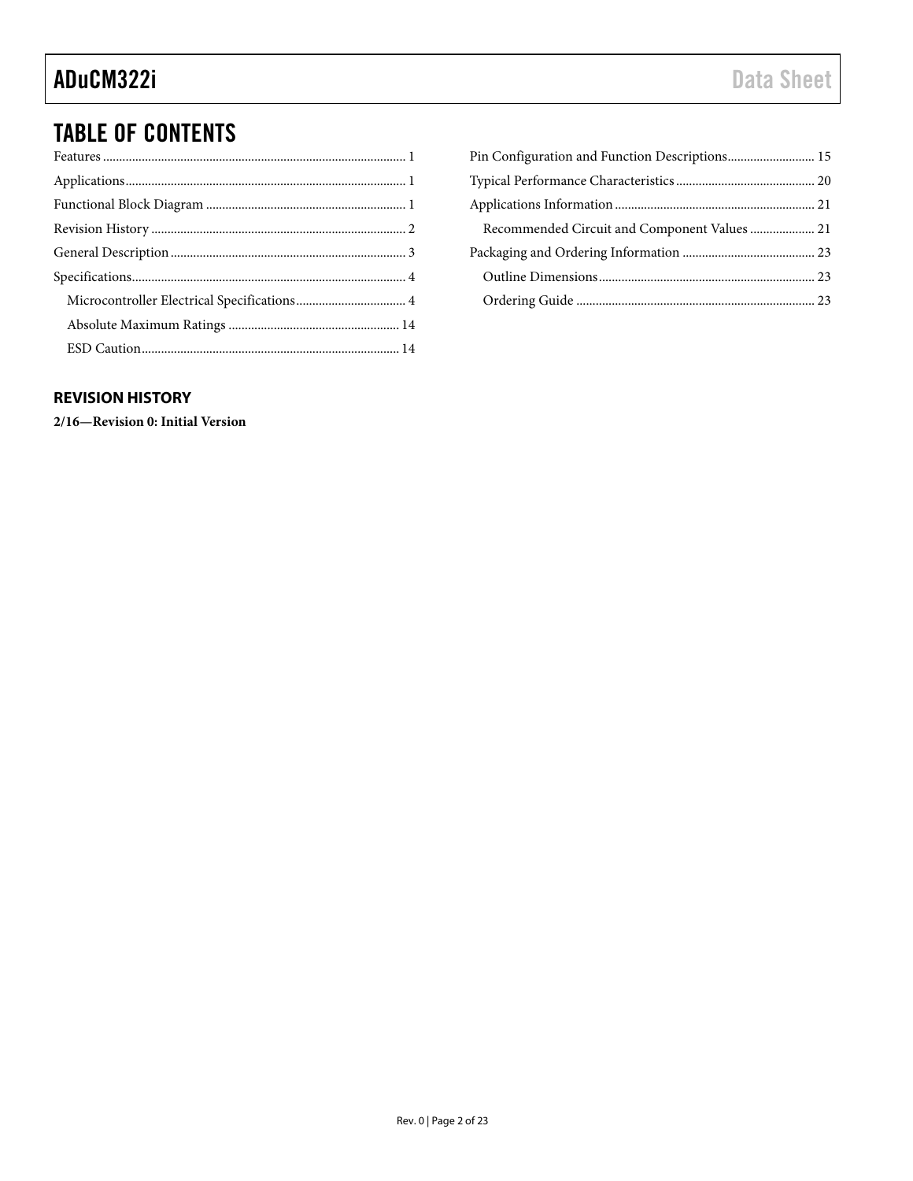# TABLE OF CONTENTS

Features ............ 1
Applications ............ 1
Functional Block Diagram ............ 1
Revision History ............ 2
General Description ............ 3
Specifications ............ 4
 Microcontroller Electrical Specifications ............ 4
 Absolute Maximum Ratings ............ 14
 ESD Caution ............ 14
Pin Configuration and Function Descriptions ............ 15
Typical Performance Characteristics ............ 20
Applications Information ............ 21
 Recommended Circuit and Component Values ............ 21
Packaging and Ordering Information ............ 23
 Outline Dimensions ............ 23
 Ordering Guide ............ 23

## REVISION HISTORY

**2/16—Revision 0: Initial Version**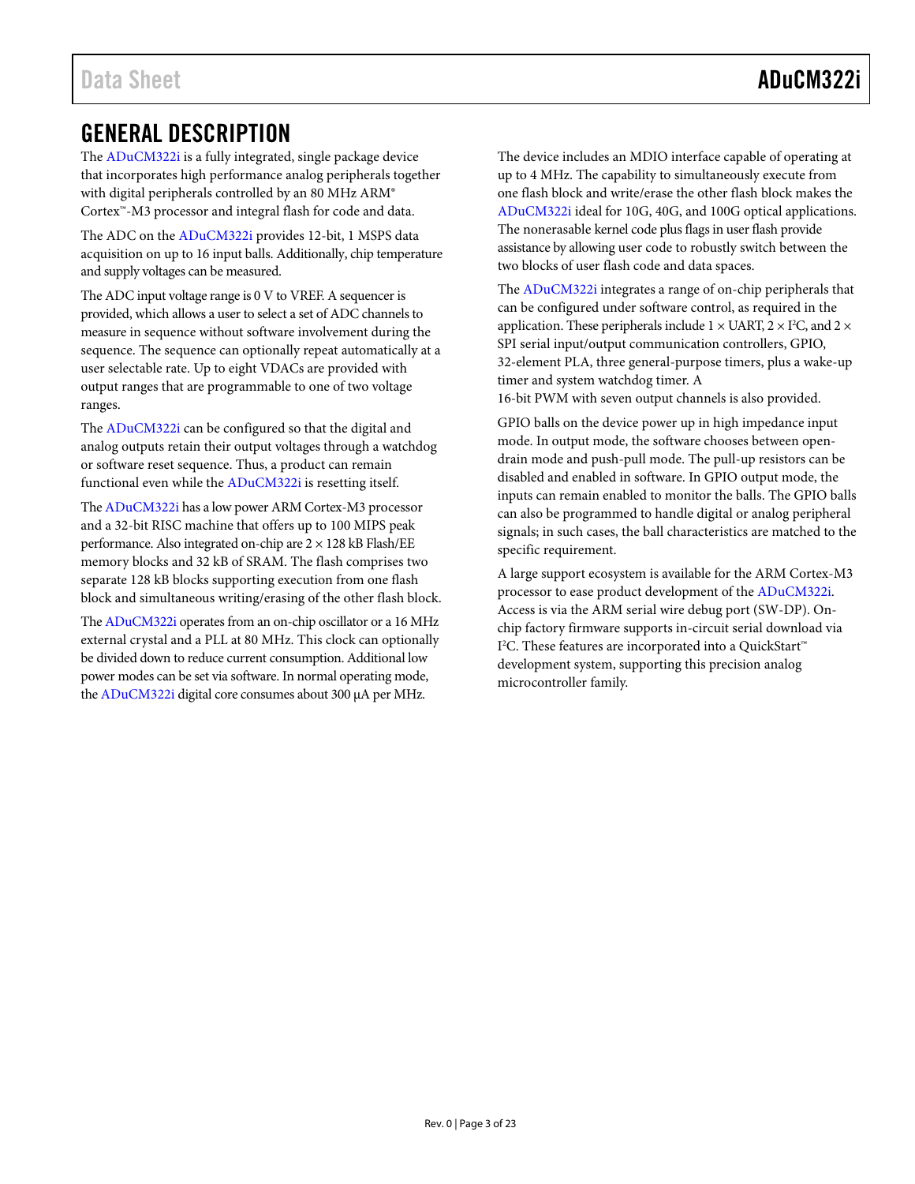# GENERAL DESCRIPTION

The ADuCM322i is a fully integrated, single package device that incorporates high performance analog peripherals together with digital peripherals controlled by an 80 MHz ARM® Cortex™-M3 processor and integral flash for code and data.

The ADC on the ADuCM322i provides 12-bit, 1 MSPS data acquisition on up to 16 input balls. Additionally, chip temperature and supply voltages can be measured.

The ADC input voltage range is 0 V to VREF. A sequencer is provided, which allows a user to select a set of ADC channels to measure in sequence without software involvement during the sequence. The sequence can optionally repeat automatically at a user selectable rate. Up to eight VDACs are provided with output ranges that are programmable to one of two voltage ranges.

The ADuCM322i can be configured so that the digital and analog outputs retain their output voltages through a watchdog or software reset sequence. Thus, a product can remain functional even while the ADuCM322i is resetting itself.

The ADuCM322i has a low power ARM Cortex-M3 processor and a 32-bit RISC machine that offers up to 100 MIPS peak performance. Also integrated on-chip are 2 × 128 kB Flash/EE memory blocks and 32 kB of SRAM. The flash comprises two separate 128 kB blocks supporting execution from one flash block and simultaneous writing/erasing of the other flash block.

The ADuCM322i operates from an on-chip oscillator or a 16 MHz external crystal and a PLL at 80 MHz. This clock can optionally be divided down to reduce current consumption. Additional low power modes can be set via software. In normal operating mode, the ADuCM322i digital core consumes about 300 µA per MHz.

The device includes an MDIO interface capable of operating at up to 4 MHz. The capability to simultaneously execute from one flash block and write/erase the other flash block makes the ADuCM322i ideal for 10G, 40G, and 100G optical applications. The nonerasable kernel code plus flags in user flash provide assistance by allowing user code to robustly switch between the two blocks of user flash code and data spaces.

The ADuCM322i integrates a range of on-chip peripherals that can be configured under software control, as required in the application. These peripherals include 1 × UART, 2 × I²C, and 2 × SPI serial input/output communication controllers, GPIO, 32-element PLA, three general-purpose timers, plus a wake-up timer and system watchdog timer. A 16-bit PWM with seven output channels is also provided.

GPIO balls on the device power up in high impedance input mode. In output mode, the software chooses between open-drain mode and push-pull mode. The pull-up resistors can be disabled and enabled in software. In GPIO output mode, the inputs can remain enabled to monitor the balls. The GPIO balls can also be programmed to handle digital or analog peripheral signals; in such cases, the ball characteristics are matched to the specific requirement.

A large support ecosystem is available for the ARM Cortex-M3 processor to ease product development of the ADuCM322i. Access is via the ARM serial wire debug port (SW-DP). On-chip factory firmware supports in-circuit serial download via I²C. These features are incorporated into a QuickStart™ development system, supporting this precision analog microcontroller family.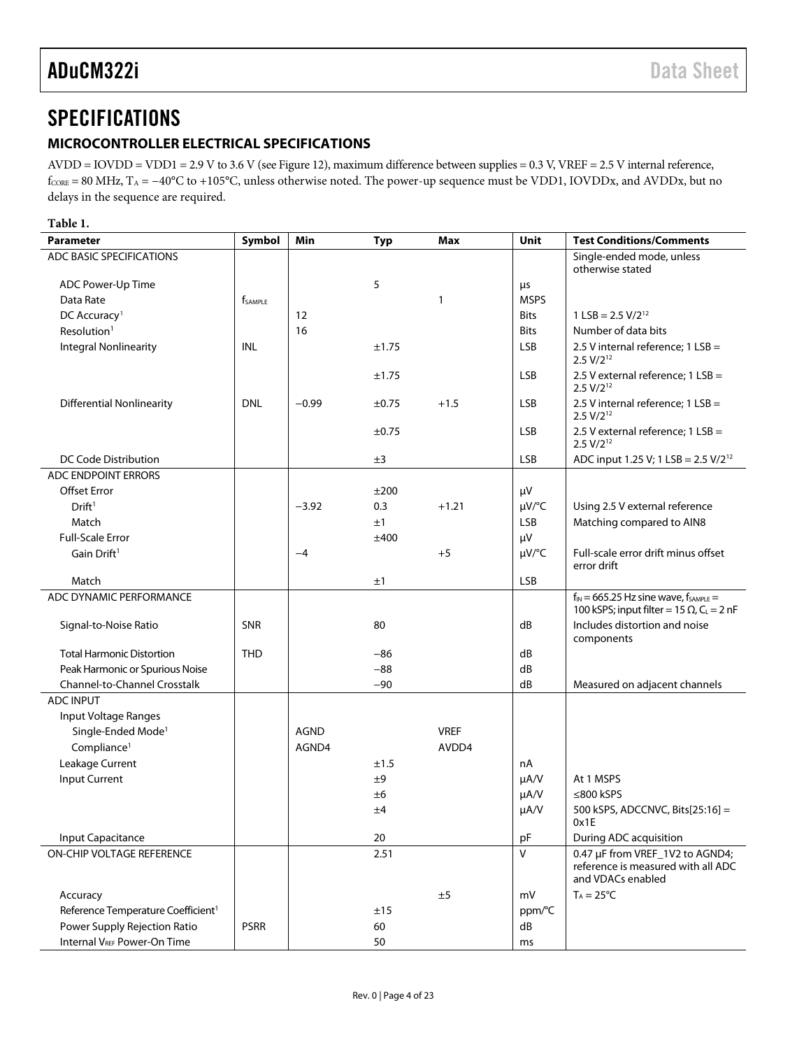# SPECIFICATIONS

## MICROCONTROLLER ELECTRICAL SPECIFICATIONS

AVDD = IOVDD = VDD1 = 2.9 V to 3.6 V (see Figure 12), maximum difference between supplies = 0.3 V, VREF = 2.5 V internal reference, $f_{CORE}$ = 80 MHz, $T_A$ = −40°C to +105°C, unless otherwise noted. The power-up sequence must be VDD1, IOVDDx, and AVDDx, but no delays in the sequence are required.

**Table 1.**

| Parameter | Symbol | Min | Typ | Max | Unit | Test Conditions/Comments |
|---|---|---|---|---|---|---|
| ADC BASIC SPECIFICATIONS | | | | | | Single-ended mode, unless otherwise stated |
| ADC Power-Up Time | | | 5 | | µs | |
| Data Rate | $f_{SAMPLE}$ | | | 1 | MSPS | |
| DC Accuracy[1] | | 12 | | | Bits | 1 LSB = 2.5 V/$2^{12}$ |
| Resolution[1] | | 16 | | | Bits | Number of data bits |
| Integral Nonlinearity | INL | | ±1.75 | | LSB | 2.5 V internal reference; 1 LSB = 2.5 V/$2^{12}$ |
| | | | ±1.75 | | LSB | 2.5 V external reference; 1 LSB = 2.5 V/$2^{12}$ |
| Differential Nonlinearity | DNL | −0.99 | ±0.75 | +1.5 | LSB | 2.5 V internal reference; 1 LSB = 2.5 V/$2^{12}$ |
| | | | ±0.75 | | LSB | 2.5 V external reference; 1 LSB = 2.5 V/$2^{12}$ |
| DC Code Distribution | | | ±3 | | LSB | ADC input 1.25 V; 1 LSB = 2.5 V/$2^{12}$ |
| ADC ENDPOINT ERRORS | | | | | | |
| Offset Error | | | ±200 | | µV | |
| Drift[1] | | −3.92 | 0.3 | +1.21 | µV/°C | Using 2.5 V external reference |
| Match | | | ±1 | | LSB | Matching compared to AIN8 |
| Full-Scale Error | | | ±400 | | µV | |
| Gain Drift[1] | | −4 | | +5 | µV/°C | Full-scale error drift minus offset error drift |
| Match | | | ±1 | | LSB | |
| ADC DYNAMIC PERFORMANCE | | | | | | $f_{IN}$ = 665.25 Hz sine wave, $f_{SAMPLE}$ = 100 kSPS; input filter = 15 Ω, $C_L$ = 2 nF |
| Signal-to-Noise Ratio | SNR | | 80 | | dB | Includes distortion and noise components |
| Total Harmonic Distortion | THD | | −86 | | dB | |
| Peak Harmonic or Spurious Noise | | | −88 | | dB | |
| Channel-to-Channel Crosstalk | | | −90 | | dB | Measured on adjacent channels |
| ADC INPUT | | | | | | |
| Input Voltage Ranges | | | | | | |
| Single-Ended Mode[1] | | AGND | | VREF | | |
| Compliance[1] | | AGND4 | | AVDD4 | | |
| Leakage Current | | | ±1.5 | | nA | |
| Input Current | | | ±9 | | µA/V | At 1 MSPS |
| | | | ±6 | | µA/V | ≤800 kSPS |
| | | | ±4 | | µA/V | 500 kSPS, ADCCNVC, Bits[25:16] = 0x1E |
| Input Capacitance | | | 20 | | pF | During ADC acquisition |
| ON-CHIP VOLTAGE REFERENCE | | | 2.51 | | V | 0.47 µF from VREF_1V2 to AGND4; reference is measured with all ADC and VDACs enabled |
| Accuracy | | | | ±5 | mV | $T_A$ = 25°C |
| Reference Temperature Coefficient[1] | | | ±15 | | ppm/°C | |
| Power Supply Rejection Ratio | PSRR | | 60 | | dB | |
| Internal $V_{REF}$ Power-On Time | | | 50 | | ms | |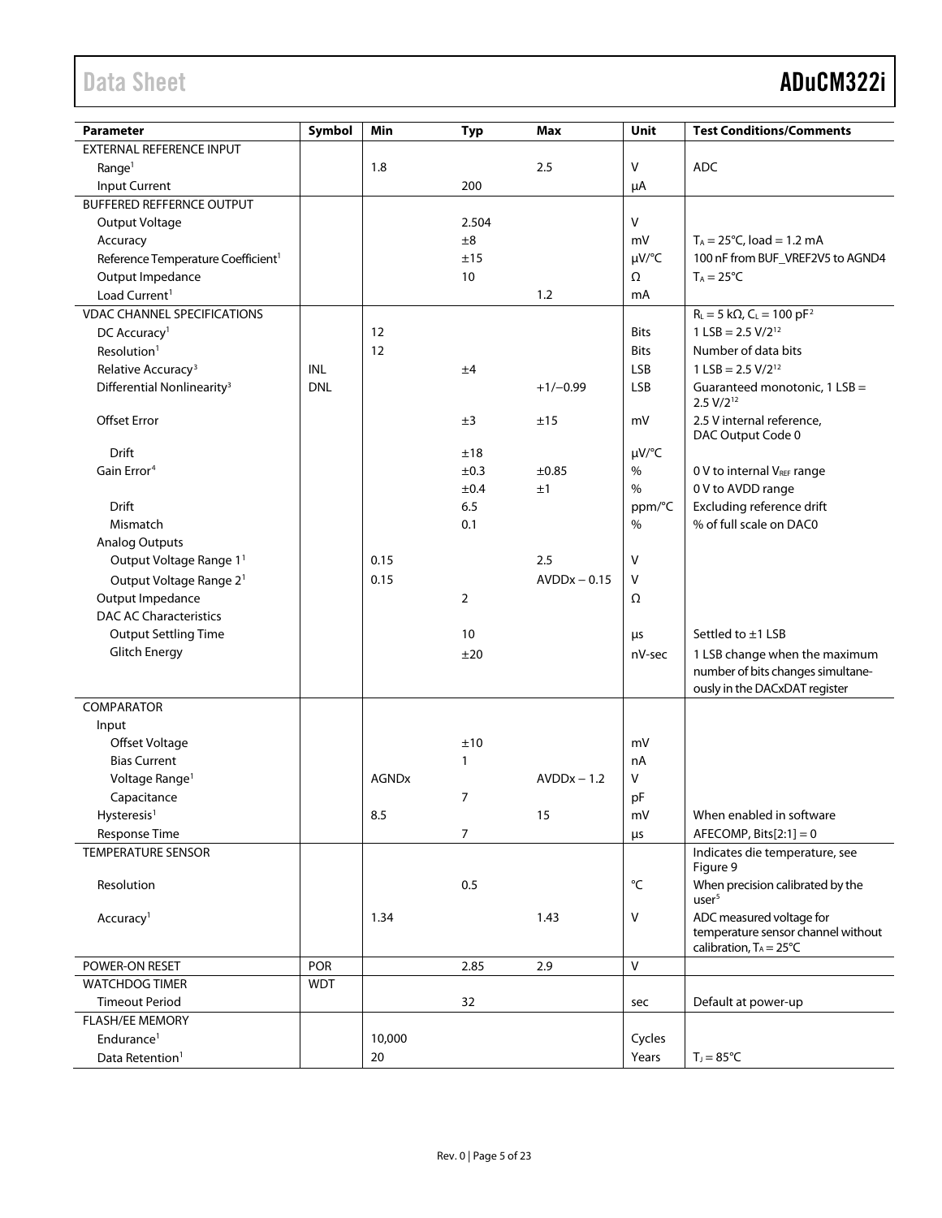| Parameter | Symbol | Min | Typ | Max | Unit | Test Conditions/Comments |
|---|---|---|---|---|---|---|
| EXTERNAL REFERENCE INPUT | | | | | | |
| Range[1] | | 1.8 | | 2.5 | V | ADC |
| Input Current | | | 200 | | μA | |
| BUFFERED REFFERNCE OUTPUT | | | | | | |
| Output Voltage | | | 2.504 | | V | |
| Accuracy | | | ±8 | | mV | $T_A$ = 25°C, load = 1.2 mA |
| Reference Temperature Coefficient[1] | | | ±15 | | μV/°C | 100 nF from BUF_VREF2V5 to AGND4 |
| Output Impedance | | | 10 | | Ω | $T_A$ = 25°C |
| Load Current[1] | | | | 1.2 | mA | |
| VDAC CHANNEL SPECIFICATIONS | | | | | | $R_L$ = 5 kΩ, $C_L$ = 100 pF[2] |
| DC Accuracy[1] | | 12 | | | Bits | 1 LSB = 2.5 V/$2^{12}$ |
| Resolution[1] | | 12 | | | Bits | Number of data bits |
| Relative Accuracy[3] | INL | | ±4 | | LSB | 1 LSB = 2.5 V/$2^{12}$ |
| Differential Nonlinearity[3] | DNL | | | +1/−0.99 | LSB | Guaranteed monotonic, 1 LSB = 2.5 V/$2^{12}$ |
| Offset Error | | | ±3 | ±15 | mV | 2.5 V internal reference, DAC Output Code 0 |
| Drift | | | ±18 | | μV/°C | |
| Gain Error[4] | | | ±0.3 | ±0.85 | % | 0 V to internal $V_{REF}$ range |
| | | | ±0.4 | ±1 | % | 0 V to AVDD range |
| Drift | | | 6.5 | | ppm/°C | Excluding reference drift |
| Mismatch | | | 0.1 | | % | % of full scale on DAC0 |
| Analog Outputs | | | | | | |
| Output Voltage Range 1[1] | | 0.15 | | 2.5 | V | |
| Output Voltage Range 2[1] | | 0.15 | | AVDDx − 0.15 | V | |
| Output Impedance | | | 2 | | Ω | |
| DAC AC Characteristics | | | | | | |
| Output Settling Time | | | 10 | | μs | Settled to ±1 LSB |
| Glitch Energy | | | ±20 | | nV-sec | 1 LSB change when the maximum number of bits changes simultaneously in the DACxDAT register |
| COMPARATOR | | | | | | |
| Input | | | | | | |
| Offset Voltage | | | ±10 | | mV | |
| Bias Current | | | 1 | | nA | |
| Voltage Range[1] | | AGNDx | | AVDDx − 1.2 | V | |
| Capacitance | | | 7 | | pF | |
| Hysteresis[1] | | 8.5 | | 15 | mV | When enabled in software |
| Response Time | | | 7 | | μs | AFECOMP, Bits[2:1] = 0 |
| TEMPERATURE SENSOR | | | | | | Indicates die temperature, see Figure 9 |
| Resolution | | | 0.5 | | °C | When precision calibrated by the user[5] |
| Accuracy[1] | | 1.34 | | 1.43 | V | ADC measured voltage for temperature sensor channel without calibration, $T_A$ = 25°C |
| POWER-ON RESET | POR | | 2.85 | 2.9 | V | |
| WATCHDOG TIMER | WDT | | | | | |
| Timeout Period | | | 32 | | sec | Default at power-up |
| FLASH/EE MEMORY | | | | | | |
| Endurance[1] | | 10,000 | | | Cycles | |
| Data Retention[1] | | 20 | | | Years | $T_J$ = 85°C |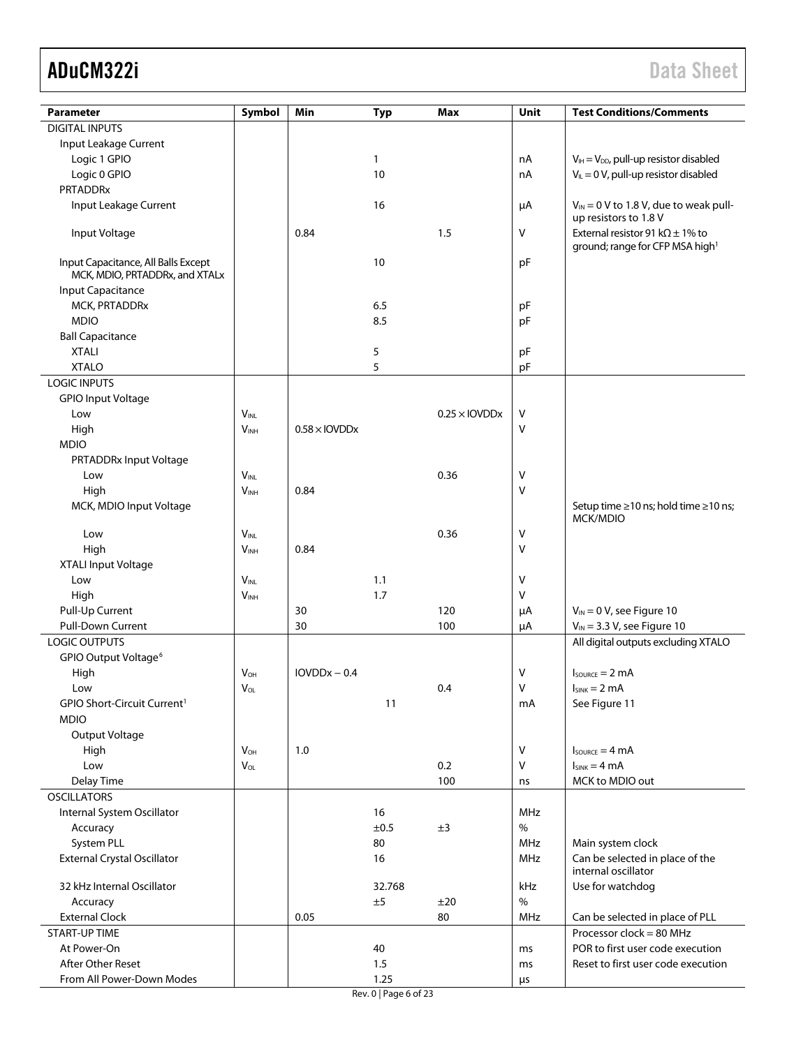| Parameter | Symbol | Min | Typ | Max | Unit | Test Conditions/Comments |
| --- | --- | --- | --- | --- | --- | --- |
| DIGITAL INPUTS | | | | | | |
| Input Leakage Current | | | | | | |
| Logic 1 GPIO | | | 1 | | nA | $V_{IH} = V_{DD}$, pull-up resistor disabled |
| Logic 0 GPIO | | | 10 | | nA | $V_{IL}$ = 0 V, pull-up resistor disabled |
| PRTADDRx | | | | | | |
| Input Leakage Current | | | 16 | | μA | $V_{IN}$ = 0 V to 1.8 V, due to weak pull-up resistors to 1.8 V |
| Input Voltage | | 0.84 | | 1.5 | V | External resistor 91 kΩ ± 1% to ground; range for CFP MSA high[1] |
| Input Capacitance, All Balls Except MCK, MDIO, PRTADDRx, and XTALx | | | 10 | | pF | |
| Input Capacitance | | | | | | |
| MCK, PRTADDRx | | | 6.5 | | pF | |
| MDIO | | | 8.5 | | pF | |
| Ball Capacitance | | | | | | |
| XTALI | | | 5 | | pF | |
| XTALO | | | 5 | | pF | |
| LOGIC INPUTS | | | | | | |
| GPIO Input Voltage | | | | | | |
| Low | $V_{INL}$ | | | 0.25 × IOVDDx | V | |
| High | $V_{INH}$ | 0.58 × IOVDDx | | | V | |
| MDIO | | | | | | |
| PRTADDRx Input Voltage | | | | | | |
| Low | $V_{INL}$ | | | 0.36 | V | |
| High | $V_{INH}$ | 0.84 | | | V | |
| MCK, MDIO Input Voltage | | | | | | Setup time ≥10 ns; hold time ≥10 ns; MCK/MDIO |
| Low | $V_{INL}$ | | | 0.36 | V | |
| High | $V_{INH}$ | 0.84 | | | V | |
| XTALI Input Voltage | | | | | | |
| Low | $V_{INL}$ | | 1.1 | | V | |
| High | $V_{INH}$ | | 1.7 | | V | |
| Pull-Up Current | | 30 | | 120 | μA | $V_{IN}$ = 0 V, see Figure 10 |
| Pull-Down Current | | 30 | | 100 | μA | $V_{IN}$ = 3.3 V, see Figure 10 |
| LOGIC OUTPUTS | | | | | | All digital outputs excluding XTALO |
| GPIO Output Voltage[6] | | | | | | |
| High | $V_{OH}$ | IOVDDx − 0.4 | | | V | $I_{SOURCE}$ = 2 mA |
| Low | $V_{OL}$ | | | 0.4 | V | $I_{SINK}$ = 2 mA |
| GPIO Short-Circuit Current[1] | | | 11 | | mA | See Figure 11 |
| MDIO | | | | | | |
| Output Voltage | | | | | | |
| High | $V_{OH}$ | 1.0 | | | V | $I_{SOURCE}$ = 4 mA |
| Low | $V_{OL}$ | | | 0.2 | V | $I_{SINK}$ = 4 mA |
| Delay Time | | | | 100 | ns | MCK to MDIO out |
| OSCILLATORS | | | | | | |
| Internal System Oscillator | | | 16 | | MHz | |
| Accuracy | | | ±0.5 | ±3 | % | |
| System PLL | | | 80 | | MHz | Main system clock |
| External Crystal Oscillator | | | 16 | | MHz | Can be selected in place of the internal oscillator |
| 32 kHz Internal Oscillator | | | 32.768 | | kHz | Use for watchdog |
| Accuracy | | | ±5 | ±20 | % | |
| External Clock | | 0.05 | | 80 | MHz | Can be selected in place of PLL |
| START-UP TIME | | | | | | Processor clock = 80 MHz |
| At Power-On | | | 40 | | ms | POR to first user code execution |
| After Other Reset | | | 1.5 | | ms | Reset to first user code execution |
| From All Power-Down Modes | | | 1.25 | | μs | |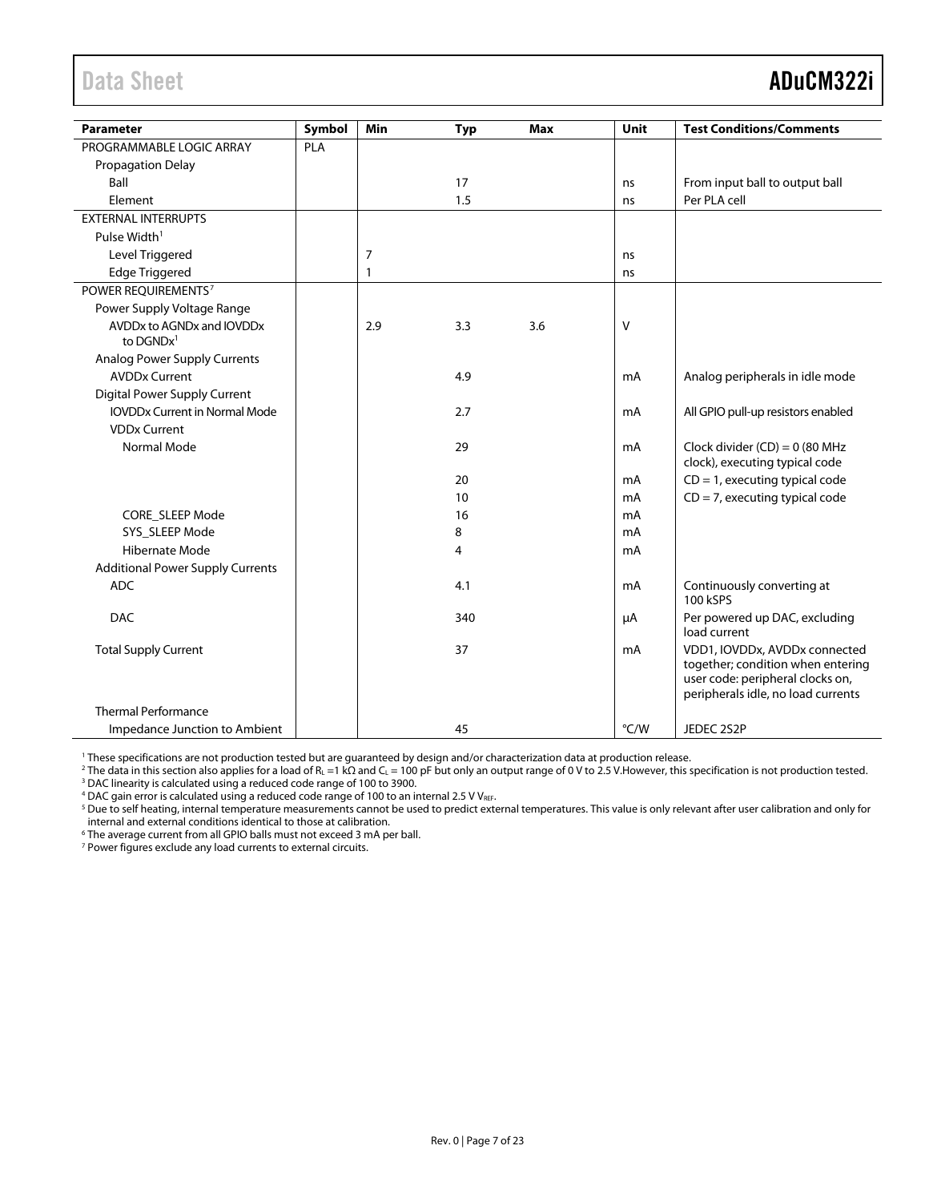| Parameter | Symbol | Min | Typ | Max | Unit | Test Conditions/Comments |
|---|---|---|---|---|---|---|
| PROGRAMMABLE LOGIC ARRAY | PLA | | | | | |
| Propagation Delay | | | | | | |
| Ball | | | 17 | | ns | From input ball to output ball |
| Element | | | 1.5 | | ns | Per PLA cell |
| EXTERNAL INTERRUPTS | | | | | | |
| Pulse Width[1] | | | | | | |
| Level Triggered | | 7 | | | ns | |
| Edge Triggered | | 1 | | | ns | |
| POWER REQUIREMENTS[7] | | | | | | |
| Power Supply Voltage Range | | | | | | |
| AVDDx to AGNDx and IOVDDx to DGNDx[1] | | 2.9 | 3.3 | 3.6 | V | |
| Analog Power Supply Currents | | | | | | |
| AVDDx Current | | | 4.9 | | mA | Analog peripherals in idle mode |
| Digital Power Supply Current | | | | | | |
| IOVDDx Current in Normal Mode | | | 2.7 | | mA | All GPIO pull-up resistors enabled |
| VDDx Current | | | | | | |
| Normal Mode | | | 29 | | mA | Clock divider (CD) = 0 (80 MHz clock), executing typical code |
| | | | 20 | | mA | CD = 1, executing typical code |
| | | | 10 | | mA | CD = 7, executing typical code |
| CORE_SLEEP Mode | | | 16 | | mA | |
| SYS_SLEEP Mode | | | 8 | | mA | |
| Hibernate Mode | | | 4 | | mA | |
| Additional Power Supply Currents | | | | | | |
| ADC | | | 4.1 | | mA | Continuously converting at 100 kSPS |
| DAC | | | 340 | | µA | Per powered up DAC, excluding load current |
| Total Supply Current | | | 37 | | mA | VDD1, IOVDDx, AVDDx connected together; condition when entering user code: peripheral clocks on, peripherals idle, no load currents |
| Thermal Performance | | | | | | |
| Impedance Junction to Ambient | | | 45 | | °C/W | JEDEC 2S2P |

[1] These specifications are not production tested but are guaranteed by design and/or characterization data at production release.

[2] The data in this section also applies for a load of $R_L$ =1 kΩ and $C_L$ = 100 pF but only an output range of 0 V to 2.5 V.However, this specification is not production tested.

[3] DAC linearity is calculated using a reduced code range of 100 to 3900.

[4] DAC gain error is calculated using a reduced code range of 100 to an internal 2.5 V $V_{REF}$.

[5] Due to self heating, internal temperature measurements cannot be used to predict external temperatures. This value is only relevant after user calibration and only for internal and external conditions identical to those at calibration.

[6] The average current from all GPIO balls must not exceed 3 mA per ball.

[7] Power figures exclude any load currents to external circuits.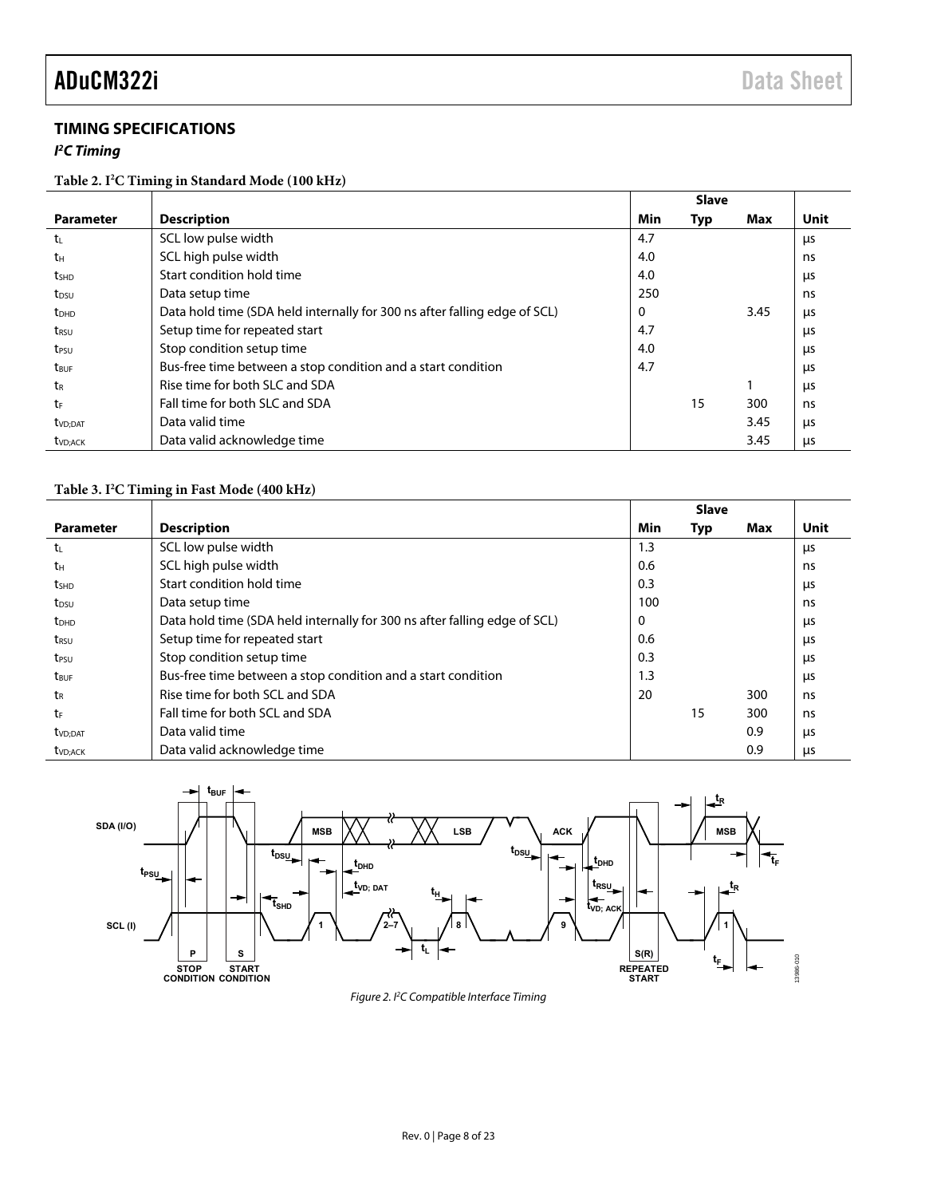## TIMING SPECIFICATIONS

### *I²C Timing*

**Table 2. I²C Timing in Standard Mode (100 kHz)**

| Parameter | Description | Slave | | | Unit |
|---|---|---|---|---|---|
| | | Min | Typ | Max | |
| $t_L$ | SCL low pulse width | 4.7 | | | µs |
| $t_H$ | SCL high pulse width | 4.0 | | | ns |
| $t_{SHD}$ | Start condition hold time | 4.0 | | | µs |
| $t_{DSU}$ | Data setup time | 250 | | | ns |
| $t_{DHD}$ | Data hold time (SDA held internally for 300 ns after falling edge of SCL) | 0 | | 3.45 | µs |
| $t_{RSU}$ | Setup time for repeated start | 4.7 | | | µs |
| $t_{PSU}$ | Stop condition setup time | 4.0 | | | µs |
| $t_{BUF}$ | Bus-free time between a stop condition and a start condition | 4.7 | | | µs |
| $t_R$ | Rise time for both SLC and SDA | | | 1 | µs |
| $t_F$ | Fall time for both SLC and SDA | | 15 | 300 | ns |
| $t_{VD;DAT}$ | Data valid time | | | 3.45 | µs |
| $t_{VD;ACK}$ | Data valid acknowledge time | | | 3.45 | µs |

**Table 3. I²C Timing in Fast Mode (400 kHz)**

| Parameter | Description | Slave | | | Unit |
|---|---|---|---|---|---|
| | | Min | Typ | Max | |
| $t_L$ | SCL low pulse width | 1.3 | | | µs |
| $t_H$ | SCL high pulse width | 0.6 | | | ns |
| $t_{SHD}$ | Start condition hold time | 0.3 | | | µs |
| $t_{DSU}$ | Data setup time | 100 | | | ns |
| $t_{DHD}$ | Data hold time (SDA held internally for 300 ns after falling edge of SCL) | 0 | | | µs |
| $t_{RSU}$ | Setup time for repeated start | 0.6 | | | µs |
| $t_{PSU}$ | Stop condition setup time | 0.3 | | | µs |
| $t_{BUF}$ | Bus-free time between a stop condition and a start condition | 1.3 | | | µs |
| $t_R$ | Rise time for both SCL and SDA | 20 | | 300 | ns |
| $t_F$ | Fall time for both SCL and SDA | | 15 | 300 | ns |
| $t_{VD;DAT}$ | Data valid time | | | 0.9 | µs |
| $t_{VD;ACK}$ | Data valid acknowledge time | | | 0.9 | µs |

*Figure 2. I²C Compatible Interface Timing*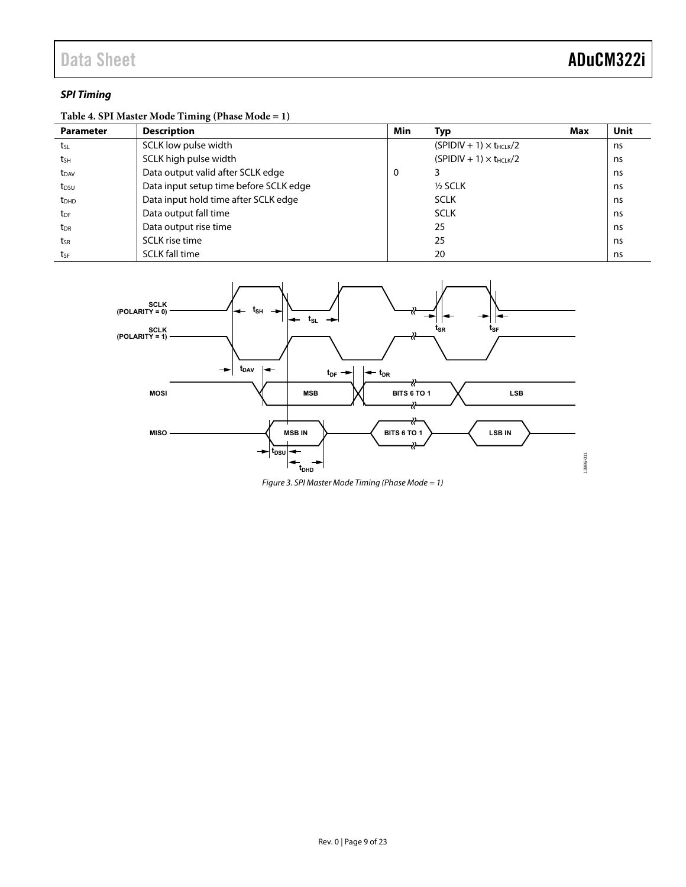### *SPI Timing*

**Table 4. SPI Master Mode Timing (Phase Mode = 1)**

| Parameter | Description | Min | Typ | Max | Unit |
|---|---|---|---|---|---|
| $t_{SL}$ | SCLK low pulse width | | $(SPIDIV + 1) \times t_{HCLK}/2$ | | ns |
| $t_{SH}$ | SCLK high pulse width | | $(SPIDIV + 1) \times t_{HCLK}/2$ | | ns |
| $t_{DAV}$ | Data output valid after SCLK edge | 0 | 3 | | ns |
| $t_{DSU}$ | Data input setup time before SCLK edge | | ½ SCLK | | ns |
| $t_{DHD}$ | Data input hold time after SCLK edge | | SCLK | | ns |
| $t_{DF}$ | Data output fall time | | SCLK | | ns |
| $t_{DR}$ | Data output rise time | | 25 | | ns |
| $t_{SR}$ | SCLK rise time | | 25 | | ns |
| $t_{SF}$ | SCLK fall time | | 20 | | ns |

*Figure 3. SPI Master Mode Timing (Phase Mode = 1)*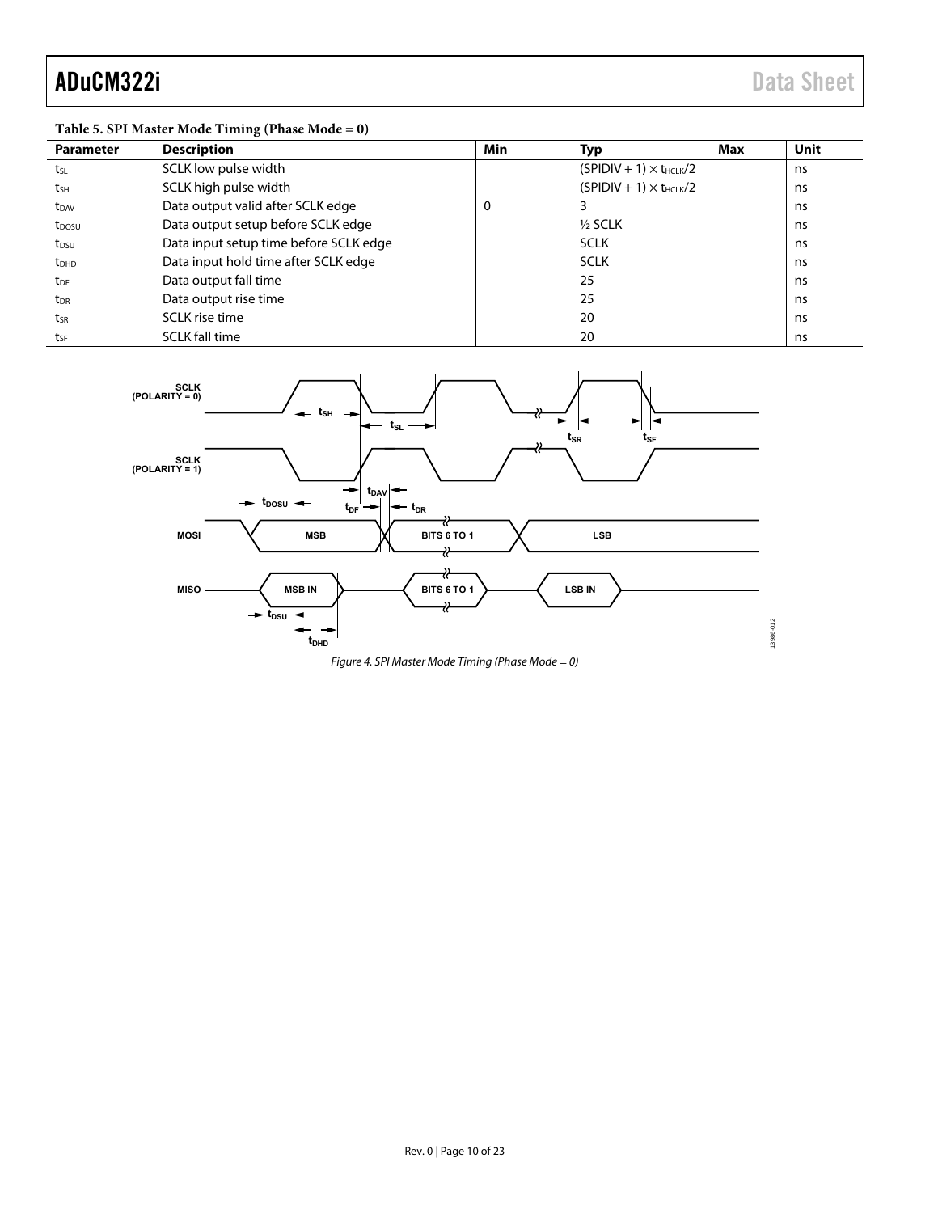**Table 5. SPI Master Mode Timing (Phase Mode = 0)**

| Parameter | Description | Min | Typ | Max | Unit |
|---|---|---|---|---|---|
| $t_{SL}$ | SCLK low pulse width | | $(SPIDIV + 1) \times t_{HCLK}/2$ | | ns |
| $t_{SH}$ | SCLK high pulse width | | $(SPIDIV + 1) \times t_{HCLK}/2$ | | ns |
| $t_{DAV}$ | Data output valid after SCLK edge | 0 | 3 | | ns |
| $t_{DOSU}$ | Data output setup before SCLK edge | | ½ SCLK | | ns |
| $t_{DSU}$ | Data input setup time before SCLK edge | | SCLK | | ns |
| $t_{DHD}$ | Data input hold time after SCLK edge | | SCLK | | ns |
| $t_{DF}$ | Data output fall time | | 25 | | ns |
| $t_{DR}$ | Data output rise time | | 25 | | ns |
| $t_{SR}$ | SCLK rise time | | 20 | | ns |
| $t_{SF}$ | SCLK fall time | | 20 | | ns |

*Figure 4. SPI Master Mode Timing (Phase Mode = 0)*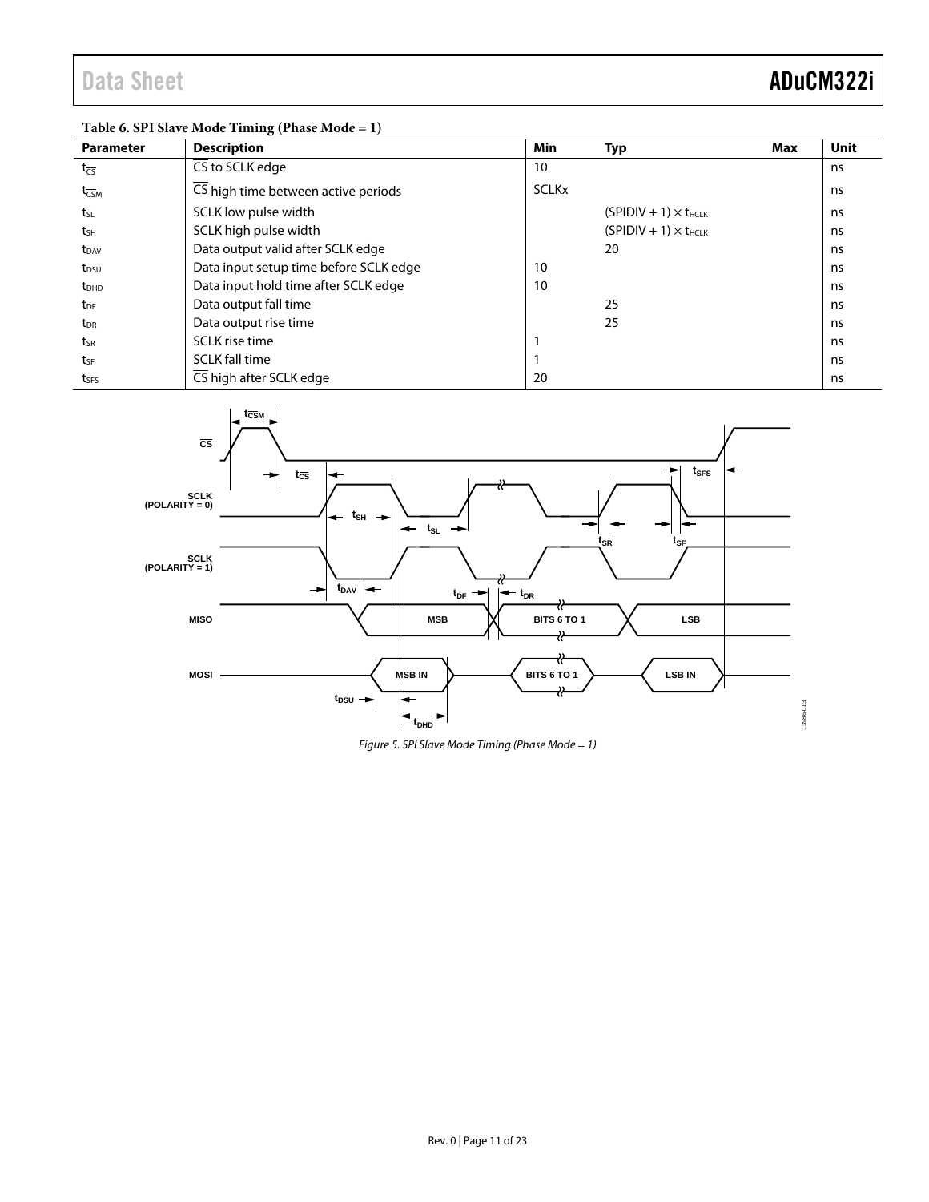**Table 6. SPI Slave Mode Timing (Phase Mode = 1)**

| Parameter | Description | Min | Typ | Max | Unit |
|---|---|---|---|---|---|
| $t_{\overline{CS}}$ | $\overline{CS}$ to SCLK edge | 10 | | | ns |
| $t_{\overline{CS}M}$ | $\overline{CS}$ high time between active periods | SCLKx | | | ns |
| $t_{SL}$ | SCLK low pulse width | | $(SPIDIV + 1) \times t_{HCLK}$ | | ns |
| $t_{SH}$ | SCLK high pulse width | | $(SPIDIV + 1) \times t_{HCLK}$ | | ns |
| $t_{DAV}$ | Data output valid after SCLK edge | | 20 | | ns |
| $t_{DSU}$ | Data input setup time before SCLK edge | 10 | | | ns |
| $t_{DHD}$ | Data input hold time after SCLK edge | 10 | | | ns |
| $t_{DF}$ | Data output fall time | | 25 | | ns |
| $t_{DR}$ | Data output rise time | | 25 | | ns |
| $t_{SR}$ | SCLK rise time | 1 | | | ns |
| $t_{SF}$ | SCLK fall time | 1 | | | ns |
| $t_{SFS}$ | $\overline{CS}$ high after SCLK edge | 20 | | | ns |

*Figure 5. SPI Slave Mode Timing (Phase Mode = 1)*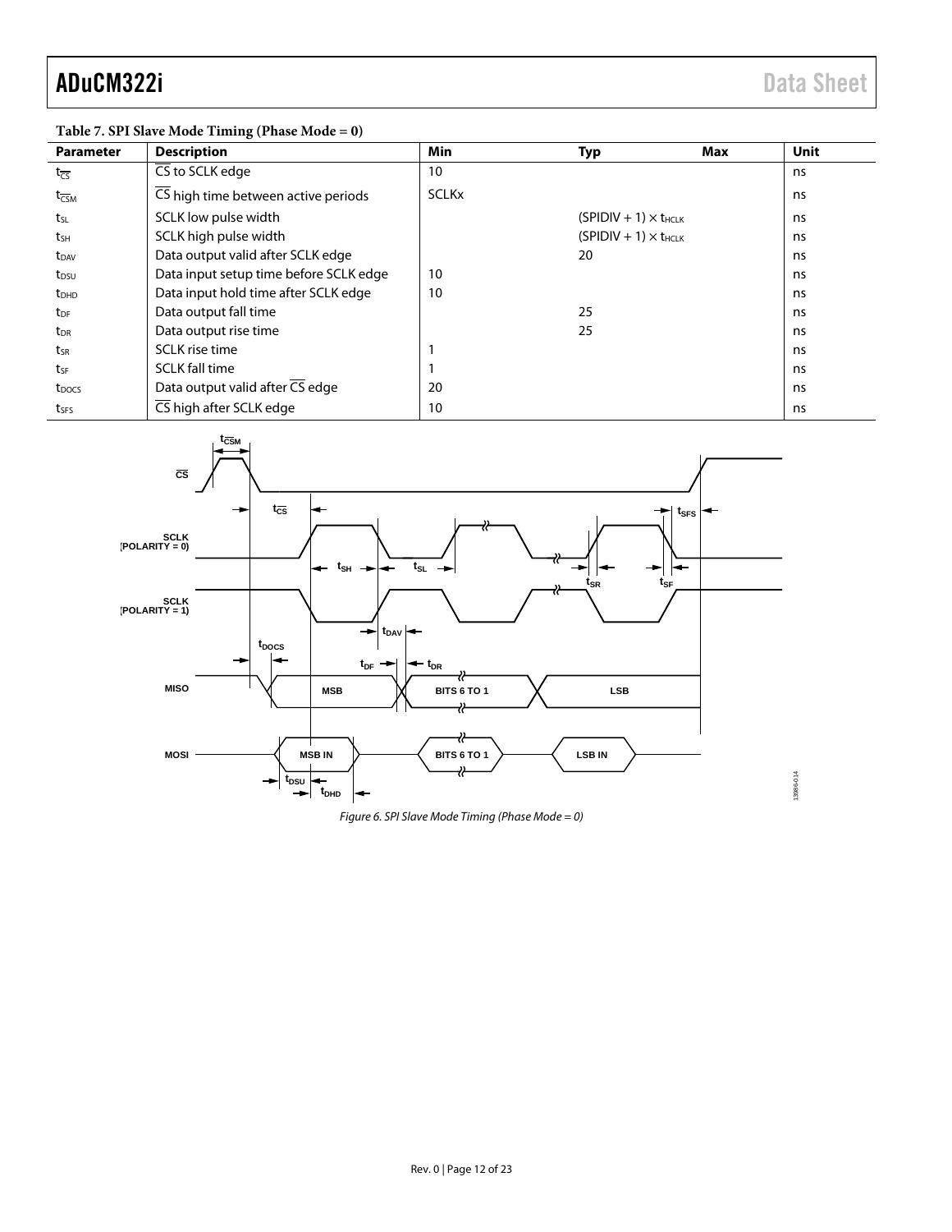**Table 7. SPI Slave Mode Timing (Phase Mode = 0)**

| Parameter | Description | Min | Typ | Max | Unit |
|---|---|---|---|---|---|
| $t_{\overline{CS}}$ | $\overline{CS}$ to SCLK edge | 10 | | | ns |
| $t_{\overline{CS}M}$ | $\overline{CS}$ high time between active periods | SCLKx | | | ns |
| $t_{SL}$ | SCLK low pulse width | | $(SPIDIV + 1) \times t_{HCLK}$ | | ns |
| $t_{SH}$ | SCLK high pulse width | | $(SPIDIV + 1) \times t_{HCLK}$ | | ns |
| $t_{DAV}$ | Data output valid after SCLK edge | | 20 | | ns |
| $t_{DSU}$ | Data input setup time before SCLK edge | 10 | | | ns |
| $t_{DHD}$ | Data input hold time after SCLK edge | 10 | | | ns |
| $t_{DF}$ | Data output fall time | | 25 | | ns |
| $t_{DR}$ | Data output rise time | | 25 | | ns |
| $t_{SR}$ | SCLK rise time | 1 | | | ns |
| $t_{SF}$ | SCLK fall time | 1 | | | ns |
| $t_{DOCS}$ | Data output valid after $\overline{CS}$ edge | 20 | | | ns |
| $t_{SFS}$ | $\overline{CS}$ high after SCLK edge | 10 | | | ns |

*Figure 6. SPI Slave Mode Timing (Phase Mode = 0)*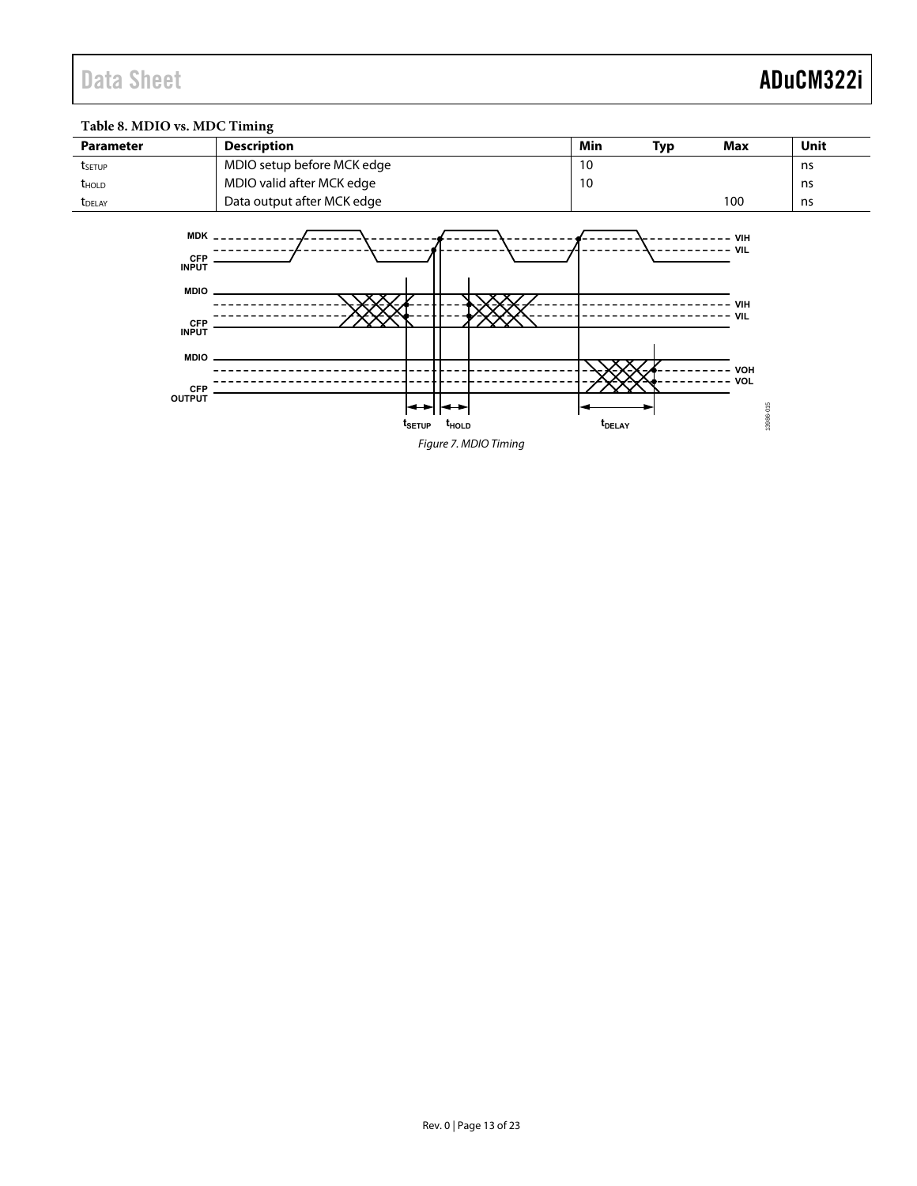**Table 8. MDIO vs. MDC Timing**

| Parameter | Description | Min | Typ | Max | Unit |
|---|---|---|---|---|---|
| $t_{SETUP}$ | MDIO setup before MCK edge | 10 | | | ns |
| $t_{HOLD}$ | MDIO valid after MCK edge | 10 | | | ns |
| $t_{DELAY}$ | Data output after MCK edge | | | 100 | ns |

*Figure 7. MDIO Timing*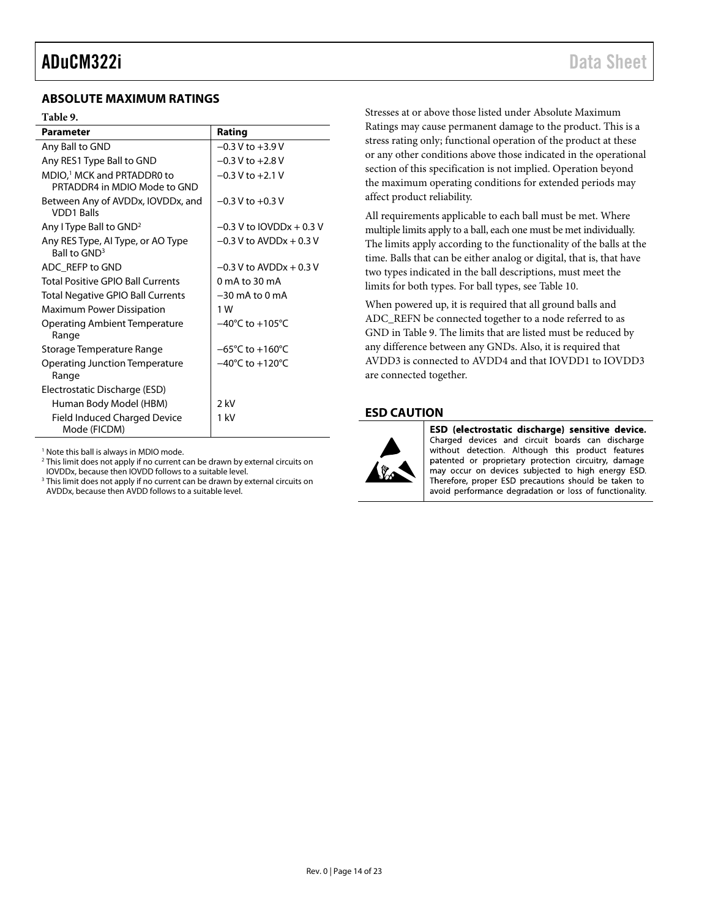## ABSOLUTE MAXIMUM RATINGS

**Table 9.**

| Parameter | Rating |
|---|---|
| Any Ball to GND | −0.3 V to +3.9 V |
| Any RES1 Type Ball to GND | −0.3 V to +2.8 V |
| MDIO,[1] MCK and PRTADDR0 to PRTADDR4 in MDIO Mode to GND | −0.3 V to +2.1 V |
| Between Any of AVDDx, IOVDDx, and VDD1 Balls | −0.3 V to +0.3 V |
| Any I Type Ball to GND[2] | −0.3 V to IOVDDx + 0.3 V |
| Any RES Type, AI Type, or AO Type Ball to GND[3] | −0.3 V to AVDDx + 0.3 V |
| ADC_REFP to GND | −0.3 V to AVDDx + 0.3 V |
| Total Positive GPIO Ball Currents | 0 mA to 30 mA |
| Total Negative GPIO Ball Currents | −30 mA to 0 mA |
| Maximum Power Dissipation | 1 W |
| Operating Ambient Temperature Range | −40°C to +105°C |
| Storage Temperature Range | −65°C to +160°C |
| Operating Junction Temperature Range | −40°C to +120°C |
| Electrostatic Discharge (ESD) | |
| Human Body Model (HBM) | 2 kV |
| Field Induced Charged Device Mode (FICDM) | 1 kV |

[1] Note this ball is always in MDIO mode.
[2] This limit does not apply if no current can be drawn by external circuits on IOVDDx, because then IOVDD follows to a suitable level.
[3] This limit does not apply if no current can be drawn by external circuits on AVDDx, because then AVDD follows to a suitable level.

Stresses at or above those listed under Absolute Maximum Ratings may cause permanent damage to the product. This is a stress rating only; functional operation of the product at these or any other conditions above those indicated in the operational section of this specification is not implied. Operation beyond the maximum operating conditions for extended periods may affect product reliability.

All requirements applicable to each ball must be met. Where multiple limits apply to a ball, each one must be met individually. The limits apply according to the functionality of the balls at the time. Balls that can be either analog or digital, that is, that have two types indicated in the ball descriptions, must meet the limits for both types. For ball types, see Table 10.

When powered up, it is required that all ground balls and ADC_REFN be connected together to a node referred to as GND in Table 9. The limits that are listed must be reduced by any difference between any GNDs. Also, it is required that AVDD3 is connected to AVDD4 and that IOVDD1 to IOVDD3 are connected together.

## ESD CAUTION

**ESD (electrostatic discharge) sensitive device.** Charged devices and circuit boards can discharge without detection. Although this product features patented or proprietary protection circuitry, damage may occur on devices subjected to high energy ESD. Therefore, proper ESD precautions should be taken to avoid performance degradation or loss of functionality.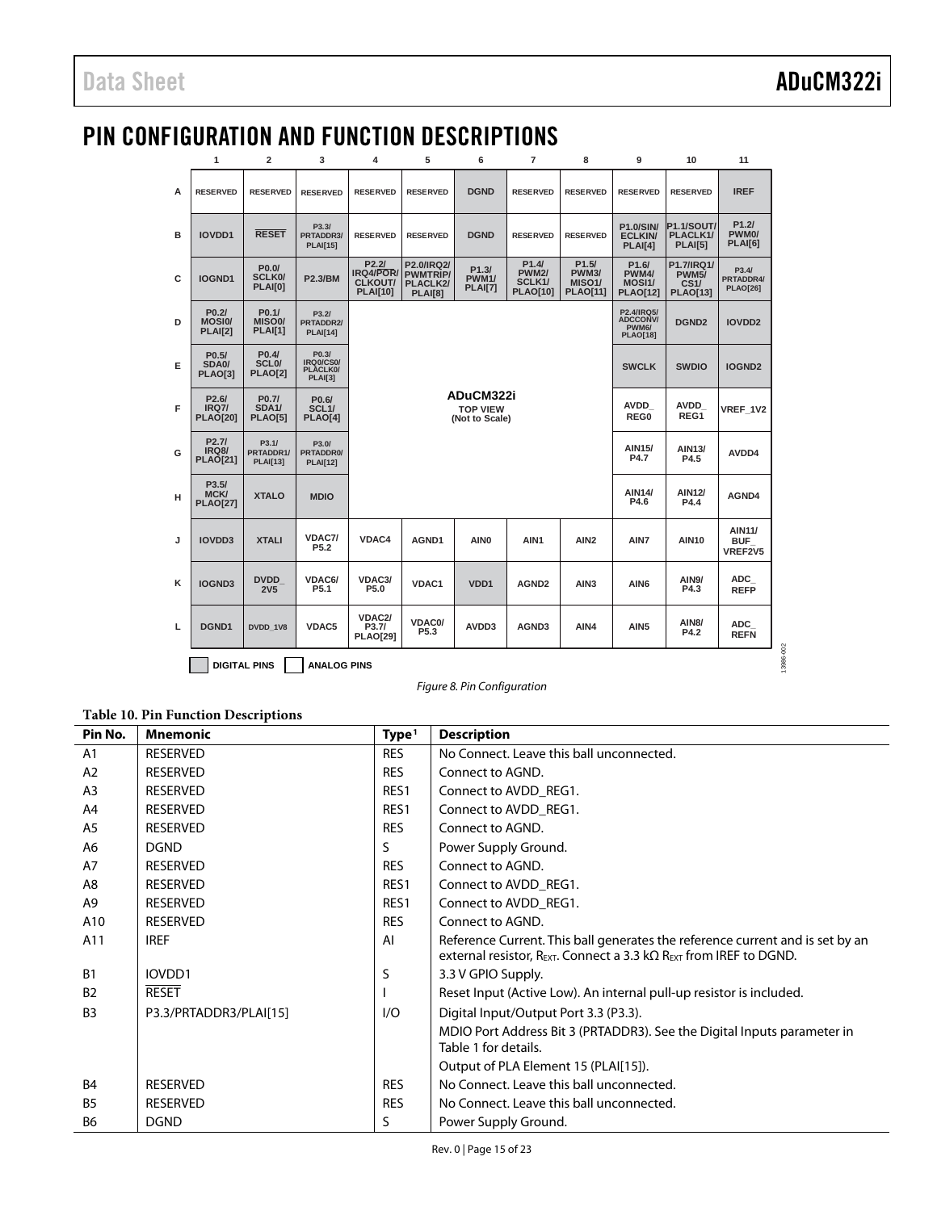# PIN CONFIGURATION AND FUNCTION DESCRIPTIONS

| | 1 | 2 | 3 | 4 | 5 | 6 | 7 | 8 | 9 | 10 | 11 |
|---|---|---|---|---|---|---|---|---|---|---|---|
| A | RESERVED | RESERVED | RESERVED | RESERVED | RESERVED | DGND | RESERVED | RESERVED | RESERVED | RESERVED | IREF |
| B | IOVDD1 | RESET | P3.3/ PRTADDR3/ PLAI[15] | RESERVED | RESERVED | DGND | RESERVED | RESERVED | P1.0/SIN/ ECLKIN/ PLAI[4] | P1.1/SOUT/ PLACLK1/ PLAI[5] | P1.2/ PWM0/ PLAI[6] |
| C | IOGND1 | P0.0/ SCLK0/ PLAI[0] | P2.3/BM | P2.2/ IRQ4/POR/ CLKOUT/ PLAI[10] | P2.0/IRQ2/ PWMTRIP/ PLACLK2/ PLAI[8] | P1.3/ PWM1/ PLAI[7] | P1.4/ PWM2/ SCLK1/ PLAO[10] | P1.5/ PWM3/ MISO1/ PLAO[11] | P1.6/ PWM4/ MOSI1/ PLAO[12] | P1.7/IRQ1/ PWM5/ CS1/ PLAO[13] | P3.4/ PRTADDR4/ PLAO[26] |
| D | P0.2/ MOSI0/ PLAI[2] | P0.1/ MISO0/ PLAI[1] | P3.2/ PRTADDR2/ PLAI[14] | | | | | | P2.4/IRQ5/ ADCCONV/ PWM6/ PLAO[18] | DGND2 | IOVDD2 |
| E | P0.5/ SDA0/ PLAO[3] | P0.4/ SCL0/ PLAO[2] | P0.3/ IRQ0/CS0/ PLACLK0/ PLAI[3] | | | | | | SWCLK | SWDIO | IOGND2 |
| F | P2.6/ IRQ7/ PLAO[20] | P0.7/ SDA1/ PLAO[5] | P0.6/ SCL1/ PLAO[4] | | | ADuCM322i TOP VIEW (Not to Scale) | | | AVDD_ REG0 | AVDD_ REG1 | VREF_1V2 |
| G | P2.7/ IRQ8/ PLAO[21] | P3.1/ PRTADDR1/ PLAI[13] | P3.0/ PRTADDR0/ PLAI[12] | | | | | | AIN15/ P4.7 | AIN13/ P4.5 | AVDD4 |
| H | P3.5/ MCK/ PLAO[27] | XTALO | MDIO | | | | | | AIN14/ P4.6 | AIN12/ P4.4 | AGND4 |
| J | IOVDD3 | XTALI | VDAC7/ P5.2 | VDAC4 | AGND1 | AIN0 | AIN1 | AIN2 | AIN7 | AIN10 | AIN11/ BUF_ VREF2V5 |
| K | IOGND3 | DVDD_ 2V5 | VDAC6/ P5.1 | VDAC3/ P5.0 | VDAC1 | VDD1 | AGND2 | AIN3 | AIN6 | AIN9/ P4.3 | ADC_ REFP |
| L | DGND1 | DVDD_1V8 | VDAC5 | VDAC2/ P3.7/ PLAO[29] | VDAC0/ P5.3 | AVDD3 | AGND3 | AIN4 | AIN5 | AIN8/ P4.2 | ADC_ REFN |

DIGITAL PINS ANALOG PINS

*Figure 8. Pin Configuration*

**Table 10. Pin Function Descriptions**

| Pin No. | Mnemonic | Type[1] | Description |
|---|---|---|---|
| A1 | RESERVED | RES | No Connect. Leave this ball unconnected. |
| A2 | RESERVED | RES | Connect to AGND. |
| A3 | RESERVED | RES1 | Connect to AVDD_REG1. |
| A4 | RESERVED | RES1 | Connect to AVDD_REG1. |
| A5 | RESERVED | RES | Connect to AGND. |
| A6 | DGND | S | Power Supply Ground. |
| A7 | RESERVED | RES | Connect to AGND. |
| A8 | RESERVED | RES1 | Connect to AVDD_REG1. |
| A9 | RESERVED | RES1 | Connect to AVDD_REG1. |
| A10 | RESERVED | RES | Connect to AGND. |
| A11 | IREF | AI | Reference Current. This ball generates the reference current and is set by an external resistor, $R_{EXT}$. Connect a 3.3 kΩ $R_{EXT}$ from IREF to DGND. |
| B1 | IOVDD1 | S | 3.3 V GPIO Supply. |
| B2 | RESET | I | Reset Input (Active Low). An internal pull-up resistor is included. |
| B3 | P3.3/PRTADDR3/PLAI[15] | I/O | Digital Input/Output Port 3.3 (P3.3). |
| | | | MDIO Port Address Bit 3 (PRTADDR3). See the Digital Inputs parameter in Table 1 for details. |
| | | | Output of PLA Element 15 (PLAI[15]). |
| B4 | RESERVED | RES | No Connect. Leave this ball unconnected. |
| B5 | RESERVED | RES | No Connect. Leave this ball unconnected. |
| B6 | DGND | S | Power Supply Ground. |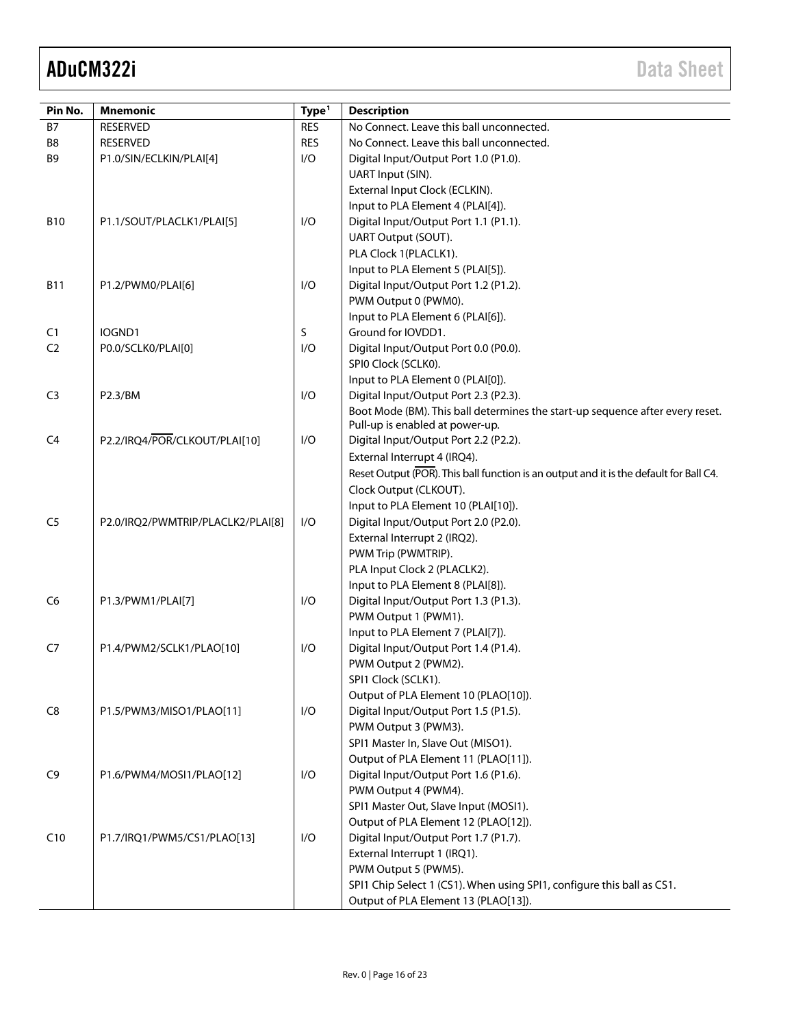| Pin No. | Mnemonic | Type[1] | Description |
|---|---|---|---|
| B7 | RESERVED | RES | No Connect. Leave this ball unconnected. |
| B8 | RESERVED | RES | No Connect. Leave this ball unconnected. |
| B9 | P1.0/SIN/ECLKIN/PLAI[4] | I/O | Digital Input/Output Port 1.0 (P1.0).<br>UART Input (SIN).<br>External Input Clock (ECLKIN).<br>Input to PLA Element 4 (PLAI[4]). |
| B10 | P1.1/SOUT/PLACLK1/PLAI[5] | I/O | Digital Input/Output Port 1.1 (P1.1).<br>UART Output (SOUT).<br>PLA Clock 1(PLACLK1).<br>Input to PLA Element 5 (PLAI[5]). |
| B11 | P1.2/PWM0/PLAI[6] | I/O | Digital Input/Output Port 1.2 (P1.2).<br>PWM Output 0 (PWM0).<br>Input to PLA Element 6 (PLAI[6]). |
| C1 | IOGND1 | S | Ground for IOVDD1. |
| C2 | P0.0/SCLK0/PLAI[0] | I/O | Digital Input/Output Port 0.0 (P0.0).<br>SPI0 Clock (SCLK0).<br>Input to PLA Element 0 (PLAI[0]). |
| C3 | P2.3/BM | I/O | Digital Input/Output Port 2.3 (P2.3).<br>Boot Mode (BM). This ball determines the start-up sequence after every reset. Pull-up is enabled at power-up. |
| C4 | P2.2/IRQ4/$\overline{\text{POR}}$/CLKOUT/PLAI[10] | I/O | Digital Input/Output Port 2.2 (P2.2).<br>External Interrupt 4 (IRQ4).<br>Reset Output ($\overline{\text{POR}}$). This ball function is an output and it is the default for Ball C4.<br>Clock Output (CLKOUT).<br>Input to PLA Element 10 (PLAI[10]). |
| C5 | P2.0/IRQ2/PWMTRIP/PLACLK2/PLAI[8] | I/O | Digital Input/Output Port 2.0 (P2.0).<br>External Interrupt 2 (IRQ2).<br>PWM Trip (PWMTRIP).<br>PLA Input Clock 2 (PLACLK2).<br>Input to PLA Element 8 (PLAI[8]). |
| C6 | P1.3/PWM1/PLAI[7] | I/O | Digital Input/Output Port 1.3 (P1.3).<br>PWM Output 1 (PWM1).<br>Input to PLA Element 7 (PLAI[7]). |
| C7 | P1.4/PWM2/SCLK1/PLAO[10] | I/O | Digital Input/Output Port 1.4 (P1.4).<br>PWM Output 2 (PWM2).<br>SPI1 Clock (SCLK1).<br>Output of PLA Element 10 (PLAO[10]). |
| C8 | P1.5/PWM3/MISO1/PLAO[11] | I/O | Digital Input/Output Port 1.5 (P1.5).<br>PWM Output 3 (PWM3).<br>SPI1 Master In, Slave Out (MISO1).<br>Output of PLA Element 11 (PLAO[11]). |
| C9 | P1.6/PWM4/MOSI1/PLAO[12] | I/O | Digital Input/Output Port 1.6 (P1.6).<br>PWM Output 4 (PWM4).<br>SPI1 Master Out, Slave Input (MOSI1).<br>Output of PLA Element 12 (PLAO[12]). |
| C10 | P1.7/IRQ1/PWM5/CS1/PLAO[13] | I/O | Digital Input/Output Port 1.7 (P1.7).<br>External Interrupt 1 (IRQ1).<br>PWM Output 5 (PWM5).<br>SPI1 Chip Select 1 (CS1). When using SPI1, configure this ball as CS1.<br>Output of PLA Element 13 (PLAO[13]). |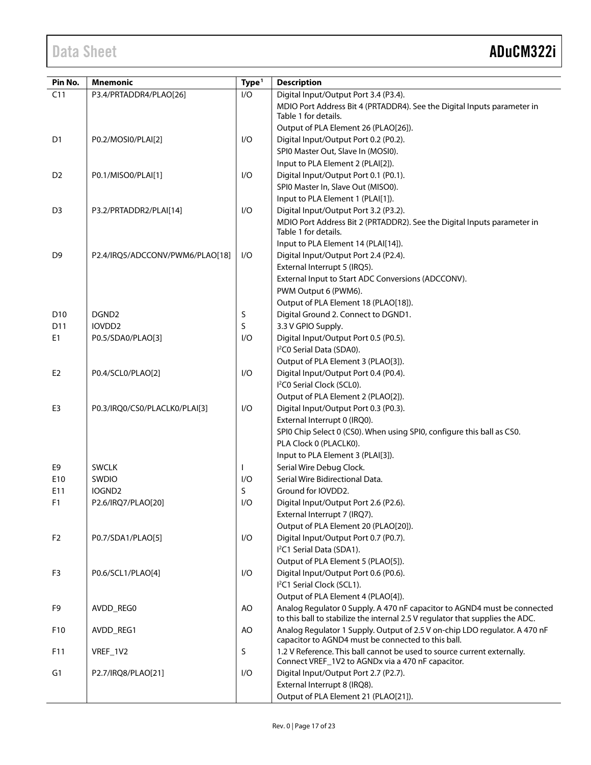| Pin No. | Mnemonic | Type[1] | Description |
| --- | --- | --- | --- |
| C11 | P3.4/PRTADDR4/PLAO[26] | I/O | Digital Input/Output Port 3.4 (P3.4). |
| | | | MDIO Port Address Bit 4 (PRTADDR4). See the Digital Inputs parameter in Table 1 for details. |
| | | | Output of PLA Element 26 (PLAO[26]). |
| D1 | P0.2/MOSI0/PLAI[2] | I/O | Digital Input/Output Port 0.2 (P0.2). |
| | | | SPI0 Master Out, Slave In (MOSI0). |
| | | | Input to PLA Element 2 (PLAI[2]). |
| D2 | P0.1/MISO0/PLAI[1] | I/O | Digital Input/Output Port 0.1 (P0.1). |
| | | | SPI0 Master In, Slave Out (MISO0). |
| | | | Input to PLA Element 1 (PLAI[1]). |
| D3 | P3.2/PRTADDR2/PLAI[14] | I/O | Digital Input/Output Port 3.2 (P3.2). |
| | | | MDIO Port Address Bit 2 (PRTADDR2). See the Digital Inputs parameter in Table 1 for details. |
| | | | Input to PLA Element 14 (PLAI[14]). |
| D9 | P2.4/IRQ5/ADCCONV/PWM6/PLAO[18] | I/O | Digital Input/Output Port 2.4 (P2.4). |
| | | | External Interrupt 5 (IRQ5). |
| | | | External Input to Start ADC Conversions (ADCCONV). |
| | | | PWM Output 6 (PWM6). |
| | | | Output of PLA Element 18 (PLAO[18]). |
| D10 | DGND2 | S | Digital Ground 2. Connect to DGND1. |
| D11 | IOVDD2 | S | 3.3 V GPIO Supply. |
| E1 | P0.5/SDA0/PLAO[3] | I/O | Digital Input/Output Port 0.5 (P0.5). |
| | | | I²C0 Serial Data (SDA0). |
| | | | Output of PLA Element 3 (PLAO[3]). |
| E2 | P0.4/SCL0/PLAO[2] | I/O | Digital Input/Output Port 0.4 (P0.4). |
| | | | I²C0 Serial Clock (SCL0). |
| | | | Output of PLA Element 2 (PLAO[2]). |
| E3 | P0.3/IRQ0/CS0/PLACLK0/PLAI[3] | I/O | Digital Input/Output Port 0.3 (P0.3). |
| | | | External Interrupt 0 (IRQ0). |
| | | | SPI0 Chip Select 0 (CS0). When using SPI0, configure this ball as CS0. |
| | | | PLA Clock 0 (PLACLK0). |
| | | | Input to PLA Element 3 (PLAI[3]). |
| E9 | SWCLK | I | Serial Wire Debug Clock. |
| E10 | SWDIO | I/O | Serial Wire Bidirectional Data. |
| E11 | IOGND2 | S | Ground for IOVDD2. |
| F1 | P2.6/IRQ7/PLAO[20] | I/O | Digital Input/Output Port 2.6 (P2.6). |
| | | | External Interrupt 7 (IRQ7). |
| | | | Output of PLA Element 20 (PLAO[20]). |
| F2 | P0.7/SDA1/PLAO[5] | I/O | Digital Input/Output Port 0.7 (P0.7). |
| | | | I²C1 Serial Data (SDA1). |
| | | | Output of PLA Element 5 (PLAO[5]). |
| F3 | P0.6/SCL1/PLAO[4] | I/O | Digital Input/Output Port 0.6 (P0.6). |
| | | | I²C1 Serial Clock (SCL1). |
| | | | Output of PLA Element 4 (PLAO[4]). |
| F9 | AVDD_REG0 | AO | Analog Regulator 0 Supply. A 470 nF capacitor to AGND4 must be connected to this ball to stabilize the internal 2.5 V regulator that supplies the ADC. |
| F10 | AVDD_REG1 | AO | Analog Regulator 1 Supply. Output of 2.5 V on-chip LDO regulator. A 470 nF capacitor to AGND4 must be connected to this ball. |
| F11 | VREF_1V2 | S | 1.2 V Reference. This ball cannot be used to source current externally. Connect VREF_1V2 to AGNDx via a 470 nF capacitor. |
| G1 | P2.7/IRQ8/PLAO[21] | I/O | Digital Input/Output Port 2.7 (P2.7). |
| | | | External Interrupt 8 (IRQ8). |
| | | | Output of PLA Element 21 (PLAO[21]). |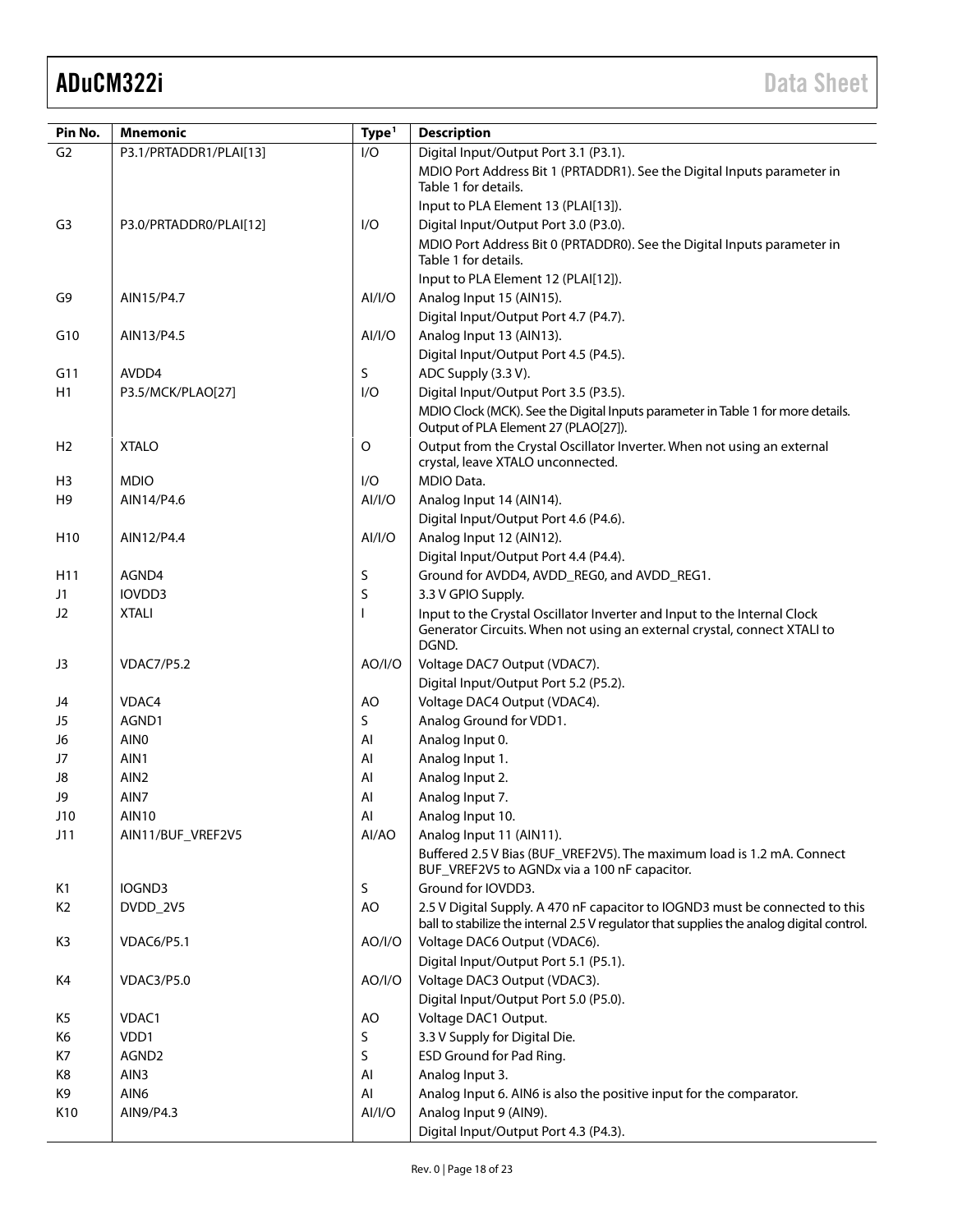| Pin No. | Mnemonic | Type[1] | Description |
|---|---|---|---|
| G2 | P3.1/PRTADDR1/PLAI[13] | I/O | Digital Input/Output Port 3.1 (P3.1). |
| | | | MDIO Port Address Bit 1 (PRTADDR1). See the Digital Inputs parameter in Table 1 for details. |
| | | | Input to PLA Element 13 (PLAI[13]). |
| G3 | P3.0/PRTADDR0/PLAI[12] | I/O | Digital Input/Output Port 3.0 (P3.0). |
| | | | MDIO Port Address Bit 0 (PRTADDR0). See the Digital Inputs parameter in Table 1 for details. |
| | | | Input to PLA Element 12 (PLAI[12]). |
| G9 | AIN15/P4.7 | AI/I/O | Analog Input 15 (AIN15). |
| | | | Digital Input/Output Port 4.7 (P4.7). |
| G10 | AIN13/P4.5 | AI/I/O | Analog Input 13 (AIN13). |
| | | | Digital Input/Output Port 4.5 (P4.5). |
| G11 | AVDD4 | S | ADC Supply (3.3 V). |
| H1 | P3.5/MCK/PLAO[27] | I/O | Digital Input/Output Port 3.5 (P3.5). |
| | | | MDIO Clock (MCK). See the Digital Inputs parameter in Table 1 for more details. Output of PLA Element 27 (PLAO[27]). |
| H2 | XTALO | O | Output from the Crystal Oscillator Inverter. When not using an external crystal, leave XTALO unconnected. |
| H3 | MDIO | I/O | MDIO Data. |
| H9 | AIN14/P4.6 | AI/I/O | Analog Input 14 (AIN14). |
| | | | Digital Input/Output Port 4.6 (P4.6). |
| H10 | AIN12/P4.4 | AI/I/O | Analog Input 12 (AIN12). |
| | | | Digital Input/Output Port 4.4 (P4.4). |
| H11 | AGND4 | S | Ground for AVDD4, AVDD_REG0, and AVDD_REG1. |
| J1 | IOVDD3 | S | 3.3 V GPIO Supply. |
| J2 | XTALI | I | Input to the Crystal Oscillator Inverter and Input to the Internal Clock Generator Circuits. When not using an external crystal, connect XTALI to DGND. |
| J3 | VDAC7/P5.2 | AO/I/O | Voltage DAC7 Output (VDAC7). |
| | | | Digital Input/Output Port 5.2 (P5.2). |
| J4 | VDAC4 | AO | Voltage DAC4 Output (VDAC4). |
| J5 | AGND1 | S | Analog Ground for VDD1. |
| J6 | AIN0 | AI | Analog Input 0. |
| J7 | AIN1 | AI | Analog Input 1. |
| J8 | AIN2 | AI | Analog Input 2. |
| J9 | AIN7 | AI | Analog Input 7. |
| J10 | AIN10 | AI | Analog Input 10. |
| J11 | AIN11/BUF_VREF2V5 | AI/AO | Analog Input 11 (AIN11). |
| | | | Buffered 2.5 V Bias (BUF_VREF2V5). The maximum load is 1.2 mA. Connect BUF_VREF2V5 to AGNDx via a 100 nF capacitor. |
| K1 | IOGND3 | S | Ground for IOVDD3. |
| K2 | DVDD_2V5 | AO | 2.5 V Digital Supply. A 470 nF capacitor to IOGND3 must be connected to this ball to stabilize the internal 2.5 V regulator that supplies the analog digital control. |
| K3 | VDAC6/P5.1 | AO/I/O | Voltage DAC6 Output (VDAC6). |
| | | | Digital Input/Output Port 5.1 (P5.1). |
| K4 | VDAC3/P5.0 | AO/I/O | Voltage DAC3 Output (VDAC3). |
| | | | Digital Input/Output Port 5.0 (P5.0). |
| K5 | VDAC1 | AO | Voltage DAC1 Output. |
| K6 | VDD1 | S | 3.3 V Supply for Digital Die. |
| K7 | AGND2 | S | ESD Ground for Pad Ring. |
| K8 | AIN3 | AI | Analog Input 3. |
| K9 | AIN6 | AI | Analog Input 6. AIN6 is also the positive input for the comparator. |
| K10 | AIN9/P4.3 | AI/I/O | Analog Input 9 (AIN9). |
| | | | Digital Input/Output Port 4.3 (P4.3). |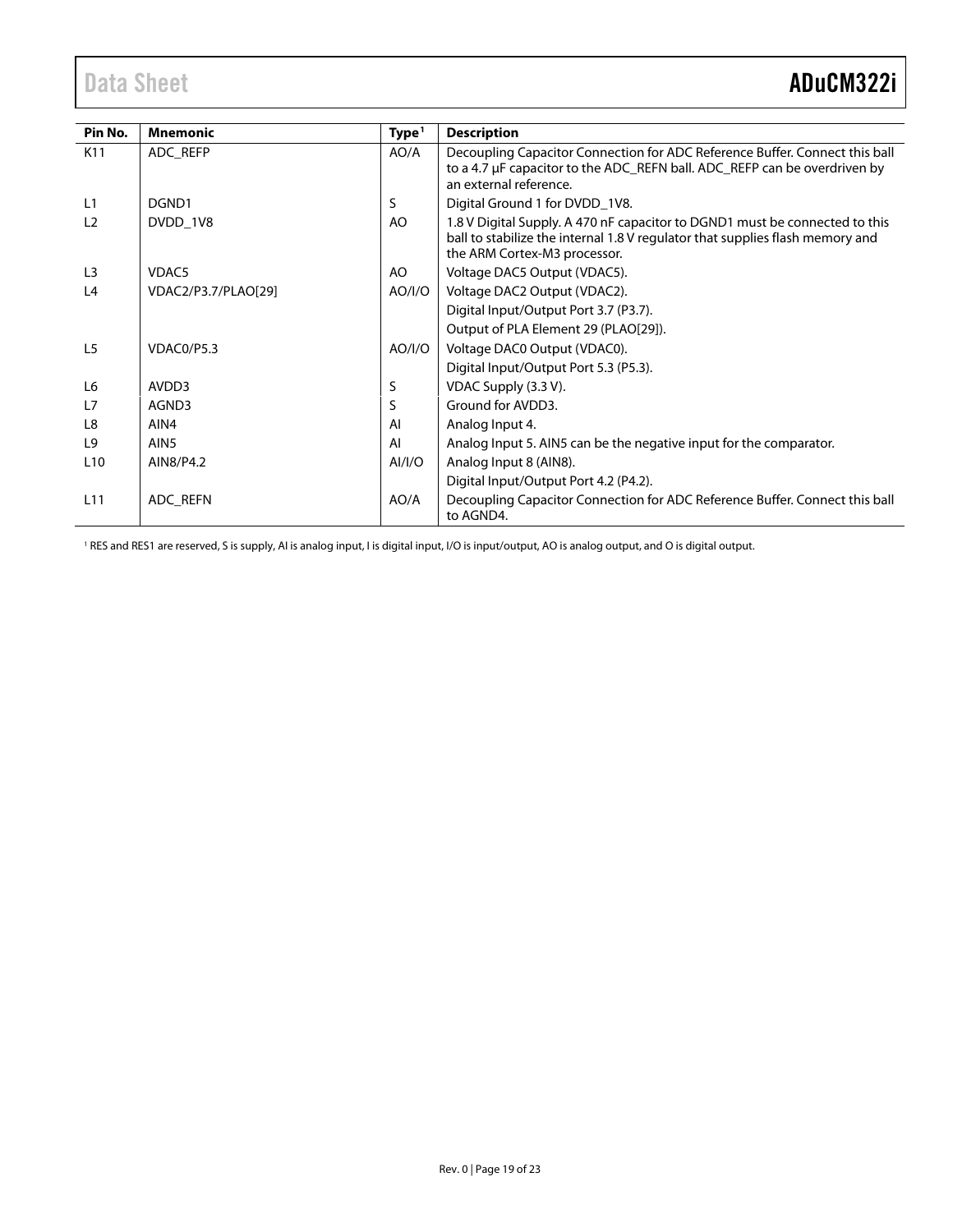| Pin No. | Mnemonic | Type[1] | Description |
|---|---|---|---|
| K11 | ADC_REFP | AO/A | Decoupling Capacitor Connection for ADC Reference Buffer. Connect this ball to a 4.7 µF capacitor to the ADC_REFN ball. ADC_REFP can be overdriven by an external reference. |
| L1 | DGND1 | S | Digital Ground 1 for DVDD_1V8. |
| L2 | DVDD_1V8 | AO | 1.8 V Digital Supply. A 470 nF capacitor to DGND1 must be connected to this ball to stabilize the internal 1.8 V regulator that supplies flash memory and the ARM Cortex-M3 processor. |
| L3 | VDAC5 | AO | Voltage DAC5 Output (VDAC5). |
| L4 | VDAC2/P3.7/PLAO[29] | AO/I/O | Voltage DAC2 Output (VDAC2). |
| | | | Digital Input/Output Port 3.7 (P3.7). |
| | | | Output of PLA Element 29 (PLAO[29]). |
| L5 | VDAC0/P5.3 | AO/I/O | Voltage DAC0 Output (VDAC0). |
| | | | Digital Input/Output Port 5.3 (P5.3). |
| L6 | AVDD3 | S | VDAC Supply (3.3 V). |
| L7 | AGND3 | S | Ground for AVDD3. |
| L8 | AIN4 | AI | Analog Input 4. |
| L9 | AIN5 | AI | Analog Input 5. AIN5 can be the negative input for the comparator. |
| L10 | AIN8/P4.2 | AI/I/O | Analog Input 8 (AIN8). |
| | | | Digital Input/Output Port 4.2 (P4.2). |
| L11 | ADC_REFN | AO/A | Decoupling Capacitor Connection for ADC Reference Buffer. Connect this ball to AGND4. |

[1] RES and RES1 are reserved, S is supply, AI is analog input, I is digital input, I/O is input/output, AO is analog output, and O is digital output.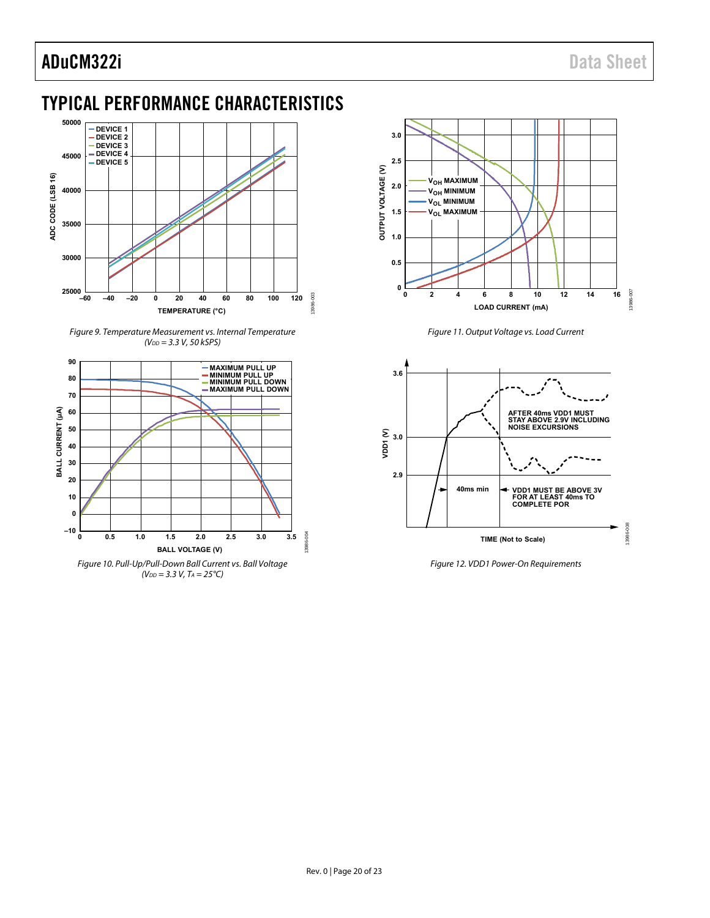## TYPICAL PERFORMANCE CHARACTERISTICS

*Figure 9. Temperature Measurement vs. Internal Temperature ($V_{DD}$ = 3.3 V, 50 kSPS)*

*Figure 10. Pull-Up/Pull-Down Ball Current vs. Ball Voltage ($V_{DD}$ = 3.3 V, $T_A$ = 25°C)*

*Figure 11. Output Voltage vs. Load Current*

*Figure 12. VDD1 Power-On Requirements*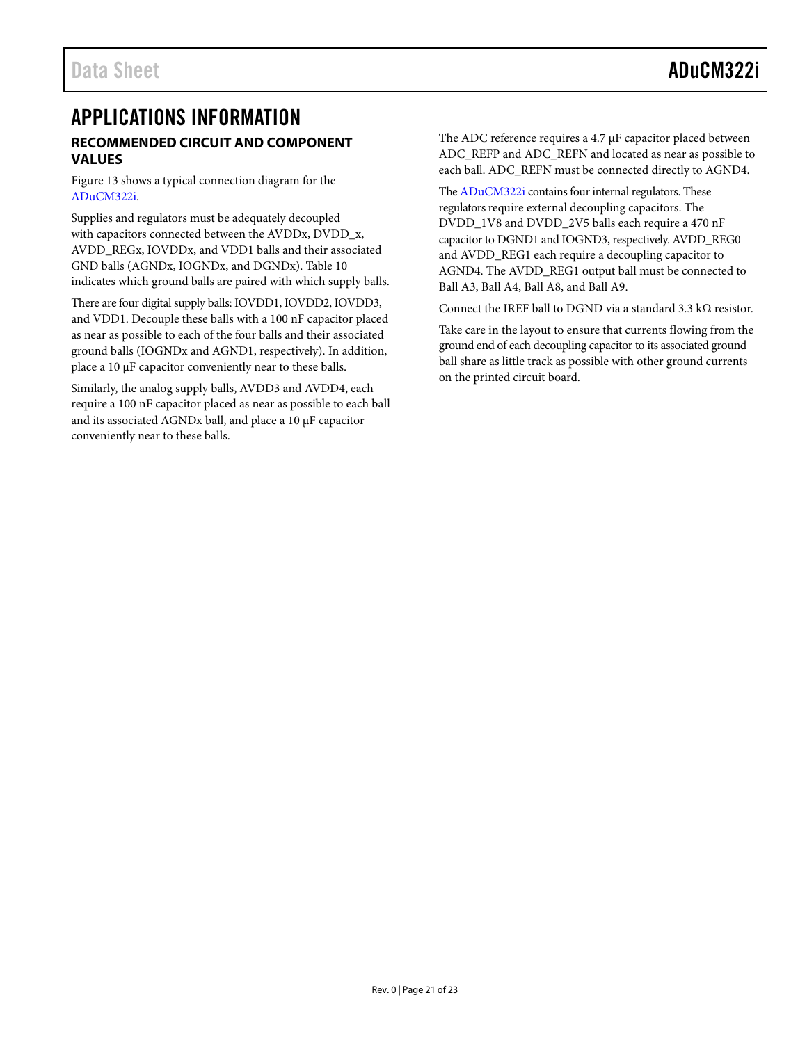# APPLICATIONS INFORMATION

## RECOMMENDED CIRCUIT AND COMPONENT VALUES

Figure 13 shows a typical connection diagram for the ADuCM322i.

Supplies and regulators must be adequately decoupled with capacitors connected between the AVDDx, DVDD_x, AVDD_REGx, IOVDDx, and VDD1 balls and their associated GND balls (AGNDx, IOGNDx, and DGNDx). Table 10 indicates which ground balls are paired with which supply balls.

There are four digital supply balls: IOVDD1, IOVDD2, IOVDD3, and VDD1. Decouple these balls with a 100 nF capacitor placed as near as possible to each of the four balls and their associated ground balls (IOGNDx and AGND1, respectively). In addition, place a 10 µF capacitor conveniently near to these balls.

Similarly, the analog supply balls, AVDD3 and AVDD4, each require a 100 nF capacitor placed as near as possible to each ball and its associated AGNDx ball, and place a 10 µF capacitor conveniently near to these balls.

The ADC reference requires a 4.7 µF capacitor placed between ADC_REFP and ADC_REFN and located as near as possible to each ball. ADC_REFN must be connected directly to AGND4.

The ADuCM322i contains four internal regulators. These regulators require external decoupling capacitors. The DVDD_1V8 and DVDD_2V5 balls each require a 470 nF capacitor to DGND1 and IOGND3, respectively. AVDD_REG0 and AVDD_REG1 each require a decoupling capacitor to AGND4. The AVDD_REG1 output ball must be connected to Ball A3, Ball A4, Ball A8, and Ball A9.

Connect the IREF ball to DGND via a standard 3.3 kΩ resistor.

Take care in the layout to ensure that currents flowing from the ground end of each decoupling capacitor to its associated ground ball share as little track as possible with other ground currents on the printed circuit board.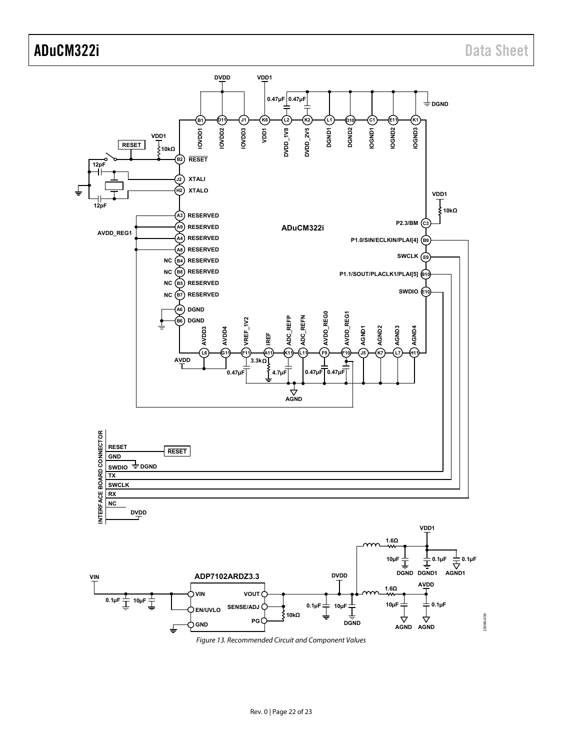Figure 13. Recommended Circuit and Component Values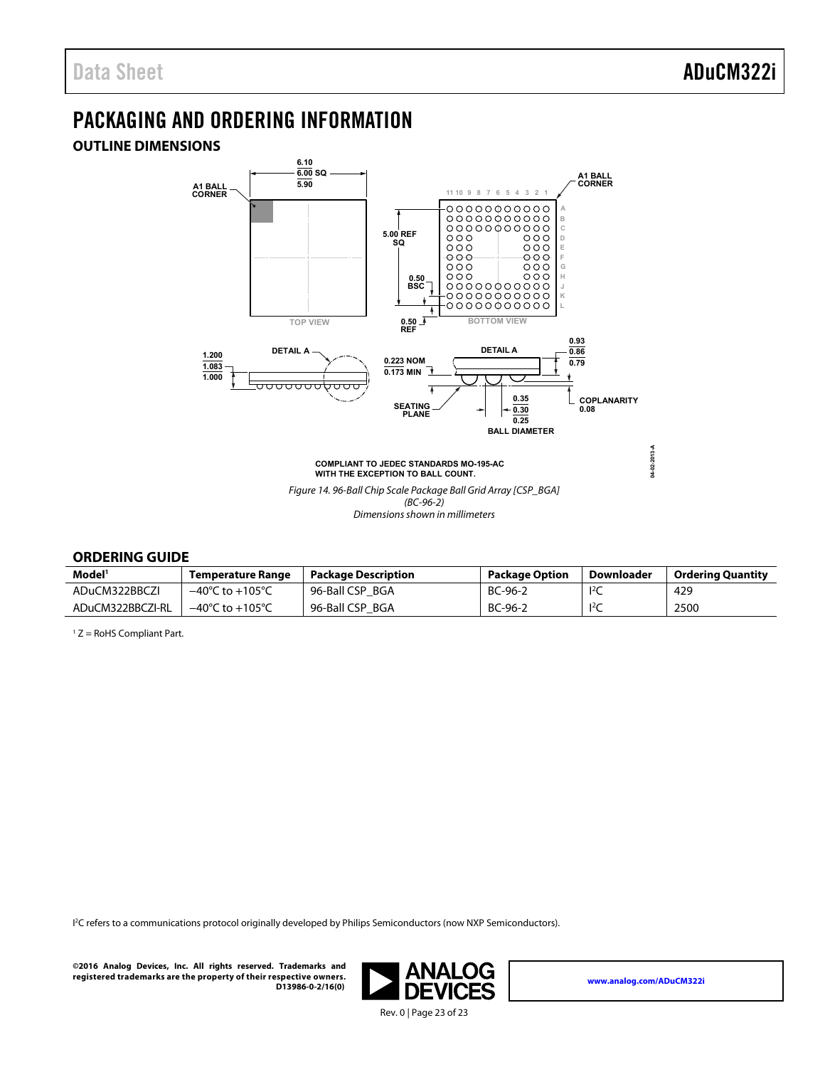# PACKAGING AND ORDERING INFORMATION

## OUTLINE DIMENSIONS

6.10
6.00 SQ
5.90

A1 BALL CORNER

TOP VIEW

5.00 REF SQ

0.50 BSC

0.50 REF

11 10 9 8 7 6 5 4 3 2 1

A B C D E F G H J K L

A1 BALL CORNER

BOTTOM VIEW

DETAIL A

1.200
1.083
1.000

0.223 NOM
0.173 MIN

SEATING PLANE

DETAIL A

0.93
0.86
0.79

COPLANARITY 0.08

0.35
0.30
0.25
BALL DIAMETER

COMPLIANT TO JEDEC STANDARDS MO-195-AC
WITH THE EXCEPTION TO BALL COUNT.

04-02-2013-A

*Figure 14. 96-Ball Chip Scale Package Ball Grid Array [CSP_BGA] (BC-96-2)*
*Dimensions shown in millimeters*

## ORDERING GUIDE

| Model[1] | Temperature Range | Package Description | Package Option | Downloader | Ordering Quantity |
|---|---|---|---|---|---|
| ADuCM322BBCZI | −40°C to +105°C | 96-Ball CSP_BGA | BC-96-2 | I²C | 429 |
| ADuCM322BBCZI-RL | −40°C to +105°C | 96-Ball CSP_BGA | BC-96-2 | I²C | 2500 |

[1] Z = RoHS Compliant Part.

I²C refers to a communications protocol originally developed by Philips Semiconductors (now NXP Semiconductors).

©2016 Analog Devices, Inc. All rights reserved. Trademarks and registered trademarks are the property of their respective owners.
D13986-0-2/16(0)

www.analog.com/ADuCM322i